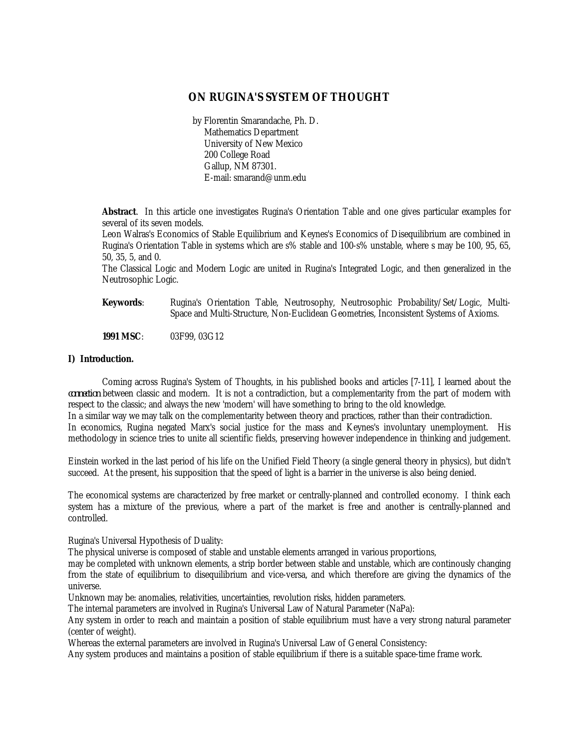# ON RUGINA'S SYSTEM OF THOUGHT

by Florentin Smarandache, Ph. D.
Mathematics Department
University of New Mexico
200 College Road
Gallup, NM 87301.
E-mail: smarand@unm.edu

**Abstract**. In this article one investigates Rugina's Orientation Table and one gives particular examples for several of its seven models.
Leon Walras's Economics of Stable Equilibrium and Keynes's Economics of Disequilibrium are combined in Rugina's Orientation Table in systems which are s% stable and 100-s% unstable, where s may be 100, 95, 65, 50, 35, 5, and 0.
The Classical Logic and Modern Logic are united in Rugina's Integrated Logic, and then generalized in the Neutrosophic Logic.

**Keywords**: Rugina's Orientation Table, Neutrosophy, Neutrosophic Probability/Set/Logic, Multi-Space and Multi-Structure, Non-Euclidean Geometries, Inconsistent Systems of Axioms.

**1991 MSC**: 03F99, 03G12

## I) Introduction.

Coming across Rugina's System of Thoughts, in his published books and articles [7-11], I learned about the *connection* between classic and modern. It is not a contradiction, but a complementarity from the part of modern with respect to the classic; and always the new 'modern' will have something to bring to the old knowledge.
In a similar way we may talk on the complementarity between theory and practices, rather than their contradiction.
In economics, Rugina negated Marx's social justice for the mass and Keynes's involuntary unemployment. His methodology in science tries to unite all scientific fields, preserving however independence in thinking and judgement.

Einstein worked in the last period of his life on the Unified Field Theory (a single general theory in physics), but didn't succeed. At the present, his supposition that the speed of light is a barrier in the universe is also being denied.

The economical systems are characterized by free market or centrally-planned and controlled economy. I think each system has a mixture of the previous, where a part of the market is free and another is centrally-planned and controlled.

Rugina's Universal Hypothesis of Duality:
The physical universe is composed of stable and unstable elements arranged in various proportions,
may be completed with unknown elements, a strip border between stable and unstable, which are continously changing from the state of equilibrium to disequilibrium and vice-versa, and which therefore are giving the dynamics of the universe.
Unknown may be: anomalies, relativities, uncertainties, revolution risks, hidden parameters.
The internal parameters are involved in Rugina's Universal Law of Natural Parameter (NaPa):
Any system in order to reach and maintain a position of stable equilibrium must have a very strong natural parameter (center of weight).
Whereas the external parameters are involved in Rugina's Universal Law of General Consistency:
Any system produces and maintains a position of stable equilibrium if there is a suitable space-time frame work.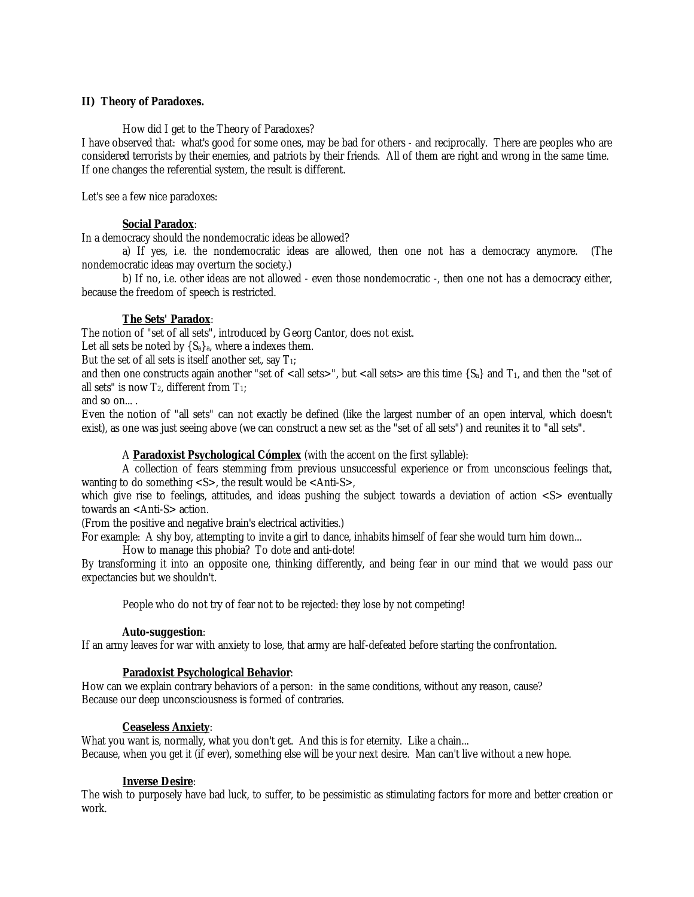## II) Theory of Paradoxes.

How did I get to the Theory of Paradoxes?
I have observed that: what's good for some ones, may be bad for others - and reciprocally. There are peoples who are considered terrorists by their enemies, and patriots by their friends. All of them are right and wrong in the same time. If one changes the referential system, the result is different.

Let's see a few nice paradoxes:

**Social Paradox**:
In a democracy should the nondemocratic ideas be allowed?

a) If yes, i.e. the nondemocratic ideas are allowed, then one not has a democracy anymore. (The nondemocratic ideas may overturn the society.)

b) If no, i.e. other ideas are not allowed - even those nondemocratic -, then one not has a democracy either, because the freedom of speech is restricted.

**The Sets' Paradox**:
The notion of "set of all sets", introduced by Georg Cantor, does not exist.
Let all sets be noted by $\{S_a\}_a$, where a indexes them.
But the set of all sets is itself another set, say $T_1$;
and then one constructs again another "set of <all sets>", but <all sets> are this time $\{S_a\}$ and $T_1$, and then the "set of all sets" is now $T_2$, different from $T_1$;
and so on... .
Even the notion of "all sets" can not exactly be defined (like the largest number of an open interval, which doesn't exist), as one was just seeing above (we can construct a new set as the "set of all sets") and reunites it to "all sets".

A **Paradoxist Psychological Cómplex** (with the accent on the first syllable):

A collection of fears stemming from previous unsuccessful experience or from unconscious feelings that, wanting to do something <S>, the result would be <Anti-S>,
which give rise to feelings, attitudes, and ideas pushing the subject towards a deviation of action <S> eventually towards an <Anti-S> action.
(From the positive and negative brain's electrical activities.)
For example: A shy boy, attempting to invite a girl to dance, inhabits himself of fear she would turn him down...

How to manage this phobia? To dote and anti-dote!
By transforming it into an opposite one, thinking differently, and being fear in our mind that we would pass our expectancies but we shouldn't.

People who do not try of fear not to be rejected: they lose by not competing!

**Auto-suggestion**:
If an army leaves for war with anxiety to lose, that army are half-defeated before starting the confrontation.

**Paradoxist Psychological Behavior**:
How can we explain contrary behaviors of a person: in the same conditions, without any reason, cause?
Because our deep unconsciousness is formed of contraries.

**Ceaseless Anxiety**:
What you want is, normally, what you don't get. And this is for eternity. Like a chain...
Because, when you get it (if ever), something else will be your next desire. Man can't live without a new hope.

**Inverse Desire**:
The wish to purposely have bad luck, to suffer, to be pessimistic as stimulating factors for more and better creation or work.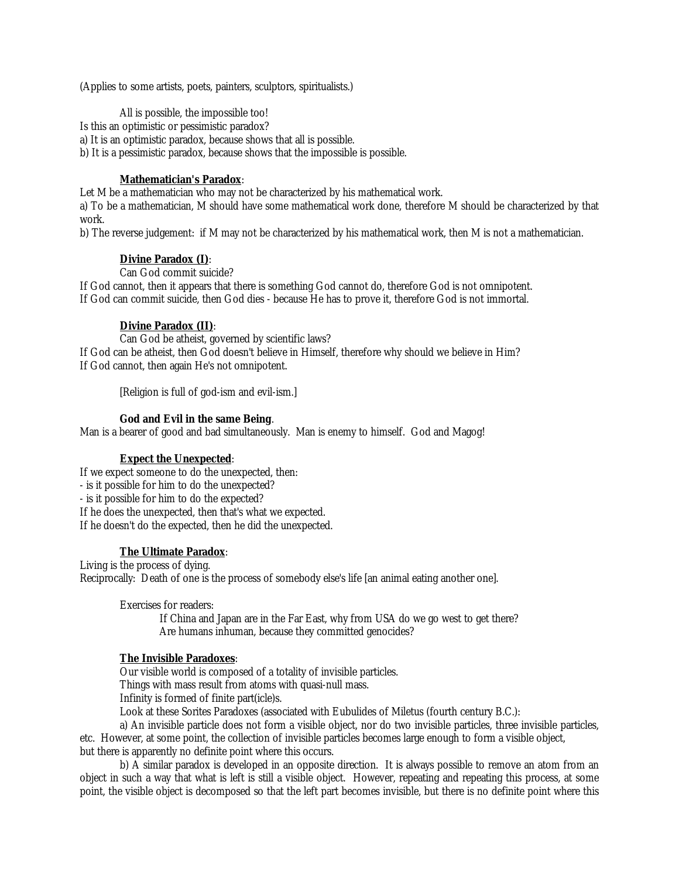(Applies to some artists, poets, painters, sculptors, spiritualists.)

All is possible, the impossible too!
Is this an optimistic or pessimistic paradox?
a) It is an optimistic paradox, because shows that all is possible.
b) It is a pessimistic paradox, because shows that the impossible is possible.

**<u>Mathematician's Paradox</u>**:
Let M be a mathematician who may not be characterized by his mathematical work.
a) To be a mathematician, M should have some mathematical work done, therefore M should be characterized by that work.
b) The reverse judgement: if M may not be characterized by his mathematical work, then M is not a mathematician.

**<u>Divine Paradox (I)</u>**:
Can God commit suicide?
If God cannot, then it appears that there is something God cannot do, therefore God is not omnipotent.
If God can commit suicide, then God dies - because He has to prove it, therefore God is not immortal.

**<u>Divine Paradox (II)</u>**:
Can God be atheist, governed by scientific laws?
If God can be atheist, then God doesn't believe in Himself, therefore why should we believe in Him?
If God cannot, then again He's not omnipotent.

[Religion is full of god-ism and evil-ism.]

**God and Evil in the same Being**.
Man is a bearer of good and bad simultaneously. Man is enemy to himself. God and Magog!

**<u>Expect the Unexpected</u>**:
If we expect someone to do the unexpected, then:
- is it possible for him to do the unexpected?
- is it possible for him to do the expected?
If he does the unexpected, then that's what we expected.
If he doesn't do the expected, then he did the unexpected.

**<u>The Ultimate Paradox</u>**:
Living is the process of dying.
Reciprocally: Death of one is the process of somebody else's life [an animal eating another one].

Exercises for readers:
If China and Japan are in the Far East, why from USA do we go west to get there?
Are humans inhuman, because they committed genocides?

**<u>The Invisible Paradoxes</u>**:
Our visible world is composed of a totality of invisible particles.
Things with mass result from atoms with quasi-null mass.
Infinity is formed of finite part(icle)s.
Look at these Sorites Paradoxes (associated with Eubulides of Miletus (fourth century B.C.):
a) An invisible particle does not form a visible object, nor do two invisible particles, three invisible particles, etc. However, at some point, the collection of invisible particles becomes large enough to form a visible object, but there is apparently no definite point where this occurs.
b) A similar paradox is developed in an opposite direction. It is always possible to remove an atom from an object in such a way that what is left is still a visible object. However, repeating and repeating this process, at some point, the visible object is decomposed so that the left part becomes invisible, but there is no definite point where this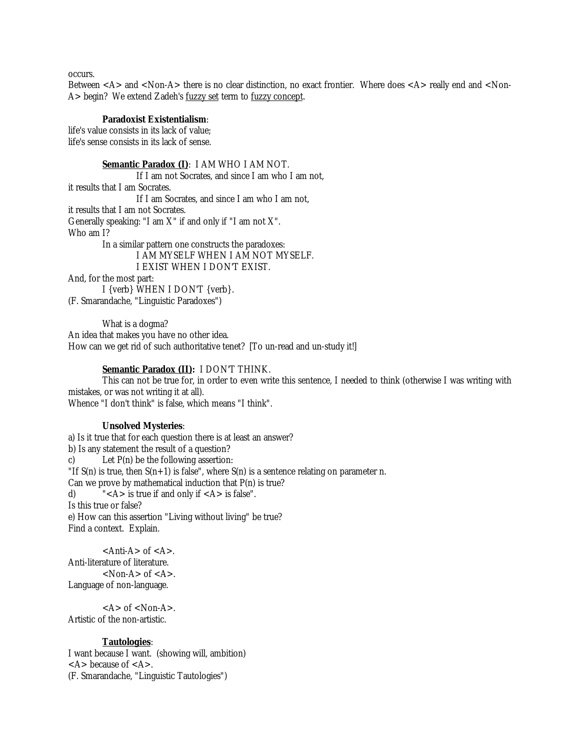occurs.
Between <A> and <Non-A> there is no clear distinction, no exact frontier. Where does <A> really end and <Non-A> begin? We extend Zadeh's fuzzy set term to fuzzy concept.

**Paradoxist Existentialism**:
life's value consists in its lack of value;
life's sense consists in its lack of sense.

**Semantic Paradox (I)**: I AM WHO I AM NOT.
If I am not Socrates, and since I am who I am not, it results that I am Socrates.
If I am Socrates, and since I am who I am not, it results that I am not Socrates.
Generally speaking: "I am X" if and only if "I am not X".
Who am I?
In a similar pattern one constructs the paradoxes:
I AM MYSELF WHEN I AM NOT MYSELF.
I EXIST WHEN I DON'T EXIST.
And, for the most part:
I {verb} WHEN I DON'T {verb}.
(F. Smarandache, "Linguistic Paradoxes")

What is a dogma?
An idea that makes you have no other idea.
How can we get rid of such authoritative tenet? [To un-read and un-study it!]

**Semantic Paradox (II):** I DON'T THINK.
This can not be true for, in order to even write this sentence, I needed to think (otherwise I was writing with mistakes, or was not writing it at all).
Whence "I don't think" is false, which means "I think".

**Unsolved Mysteries**:
a) Is it true that for each question there is at least an answer?
b) Is any statement the result of a question?
c) Let P(n) be the following assertion:
"If S(n) is true, then S(n+1) is false", where S(n) is a sentence relating on parameter n.
Can we prove by mathematical induction that P(n) is true?
d) "<A> is true if and only if <A> is false".
Is this true or false?
e) How can this assertion "Living without living" be true?
Find a context. Explain.

<Anti-A> of <A>.
Anti-literature of literature.
<Non-A> of <A>.
Language of non-language.

<A> of <Non-A>.
Artistic of the non-artistic.

**Tautologies**:
I want because I want. (showing will, ambition)
<A> because of <A>.
(F. Smarandache, "Linguistic Tautologies")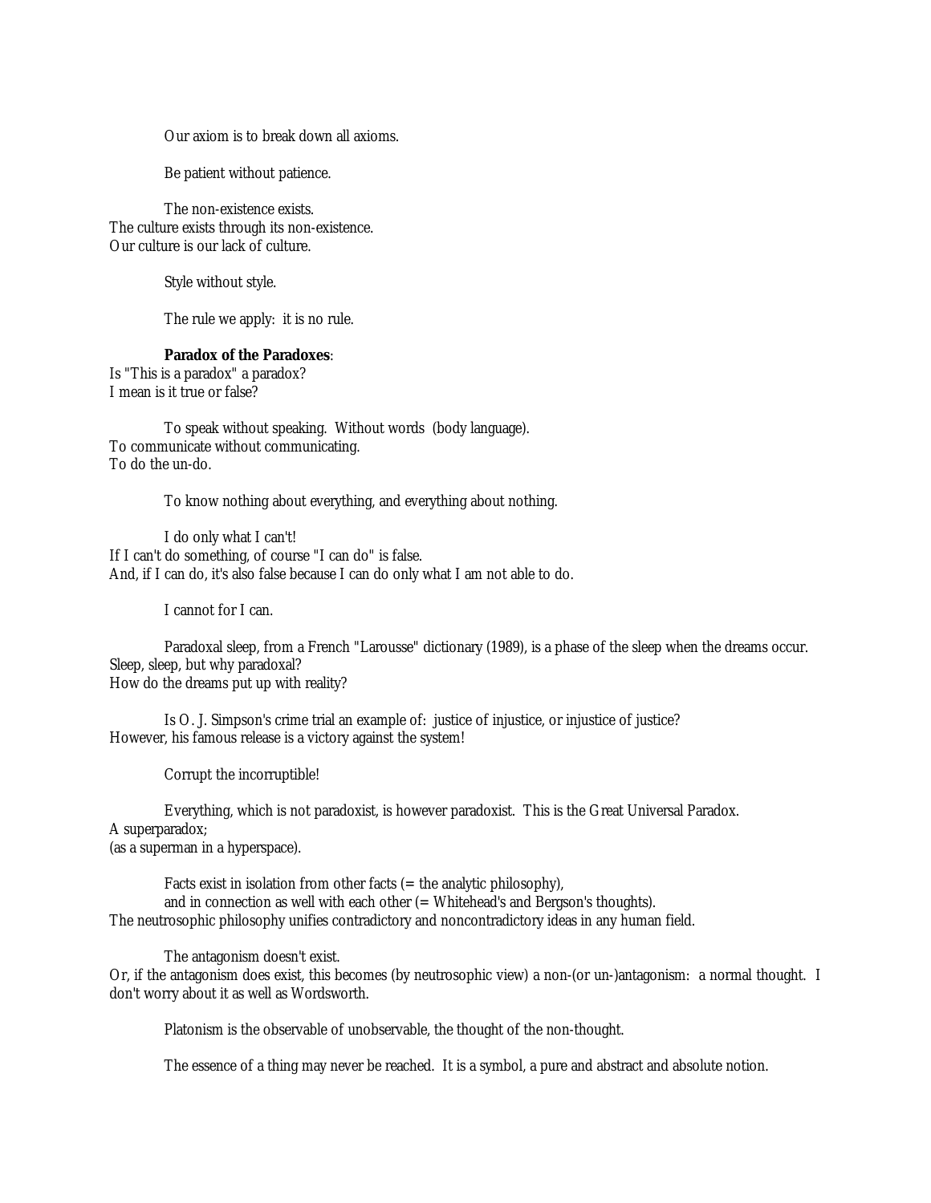Our axiom is to break down all axioms.

Be patient without patience.

The non-existence exists.
The culture exists through its non-existence.
Our culture is our lack of culture.

Style without style.

The rule we apply: it is no rule.

**Paradox of the Paradoxes**:
Is "This is a paradox" a paradox?
I mean is it true or false?

To speak without speaking. Without words (body language).
To communicate without communicating.
To do the un-do.

To know nothing about everything, and everything about nothing.

I do only what I can't!
If I can't do something, of course "I can do" is false.
And, if I can do, it's also false because I can do only what I am not able to do.

I cannot for I can.

Paradoxal sleep, from a French "Larousse" dictionary (1989), is a phase of the sleep when the dreams occur.
Sleep, sleep, but why paradoxal?
How do the dreams put up with reality?

Is O. J. Simpson's crime trial an example of: justice of injustice, or injustice of justice?
However, his famous release is a victory against the system!

Corrupt the incorruptible!

Everything, which is not paradoxist, is however paradoxist. This is the Great Universal Paradox.
A superparadox;
(as a superman in a hyperspace).

Facts exist in isolation from other facts (= the analytic philosophy),
and in connection as well with each other (= Whitehead's and Bergson's thoughts).
The neutrosophic philosophy unifies contradictory and noncontradictory ideas in any human field.

The antagonism doesn't exist.
Or, if the antagonism does exist, this becomes (by neutrosophic view) a non-(or un-)antagonism: a normal thought. I don't worry about it as well as Wordsworth.

Platonism is the observable of unobservable, the thought of the non-thought.

The essence of a thing may never be reached. It is a symbol, a pure and abstract and absolute notion.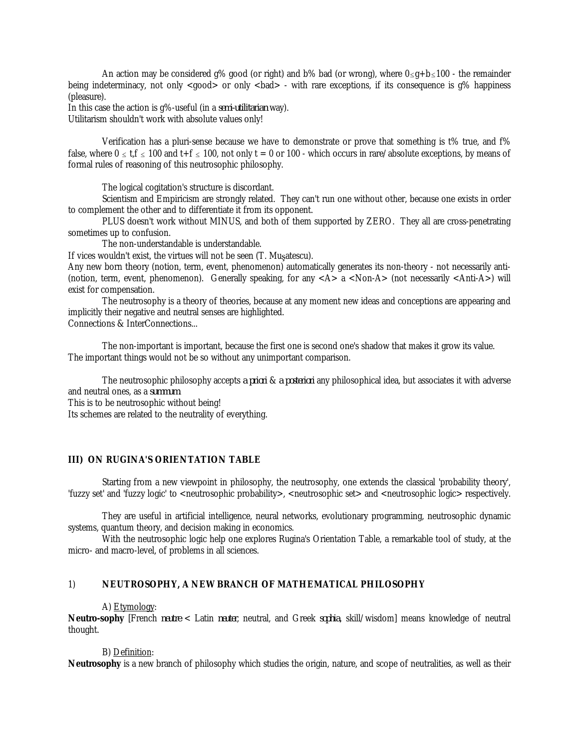An action may be considered g% good (or right) and b% bad (or wrong), where $0 \leq g+b \leq 100$ - the remainder being indeterminacy, not only <good> or only <bad> - with rare exceptions, if its consequence is g% happiness (pleasure).
In this case the action is g%-useful (in a *semi-utilitarian* way).
Utilitarism shouldn't work with absolute values only!

Verification has a pluri-sense because we have to demonstrate or prove that something is t% true, and f% false, where $0 \leq t,f \leq 100$ and $t+f \leq 100$, not only $t = 0$ or $100$ - which occurs in rare/absolute exceptions, by means of formal rules of reasoning of this neutrosophic philosophy.

The logical cogitation's structure is discordant.
Scientism and Empiricism are strongly related. They can't run one without other, because one exists in order to complement the other and to differentiate it from its opponent.
PLUS doesn't work without MINUS, and both of them supported by ZERO. They all are cross-penetrating sometimes up to confusion.
The non-understandable is understandable.
If vices wouldn't exist, the virtues will not be seen (T. Muşatescu).
Any new born theory (notion, term, event, phenomenon) automatically generates its non-theory - not necessarily anti-(notion, term, event, phenomenon). Generally speaking, for any <A> a <Non-A> (not necessarily <Anti-A>) will exist for compensation.
The neutrosophy is a theory of theories, because at any moment new ideas and conceptions are appearing and implicitly their negative and neutral senses are highlighted.
Connections & InterConnections...

The non-important is important, because the first one is second one's shadow that makes it grow its value.
The important things would not be so without any unimportant comparison.

The neutrosophic philosophy accepts *a priori* & *a posteriori* any philosophical idea, but associates it with adverse and neutral ones, as a *summum*.
This is to be neutrosophic without being!
Its schemes are related to the neutrality of everything.

## III) ON RUGINA'S ORIENTATION TABLE

Starting from a new viewpoint in philosophy, the neutrosophy, one extends the classical 'probability theory', 'fuzzy set' and 'fuzzy logic' to <neutrosophic probability>, <neutrosophic set> and <neutrosophic logic> respectively.

They are useful in artificial intelligence, neural networks, evolutionary programming, neutrosophic dynamic systems, quantum theory, and decision making in economics.
With the neutrosophic logic help one explores Rugina's Orientation Table, a remarkable tool of study, at the micro- and macro-level, of problems in all sciences.

### 1) NEUTROSOPHY, A NEW BRANCH OF MATHEMATICAL PHILOSOPHY

A) Etymology:
**Neutro-sophy** [French *neutre* < Latin *neuter*, neutral, and Greek *sophia*, skill/wisdom] means knowledge of neutral thought.

B) Definition:
**Neutrosophy** is a new branch of philosophy which studies the origin, nature, and scope of neutralities, as well as their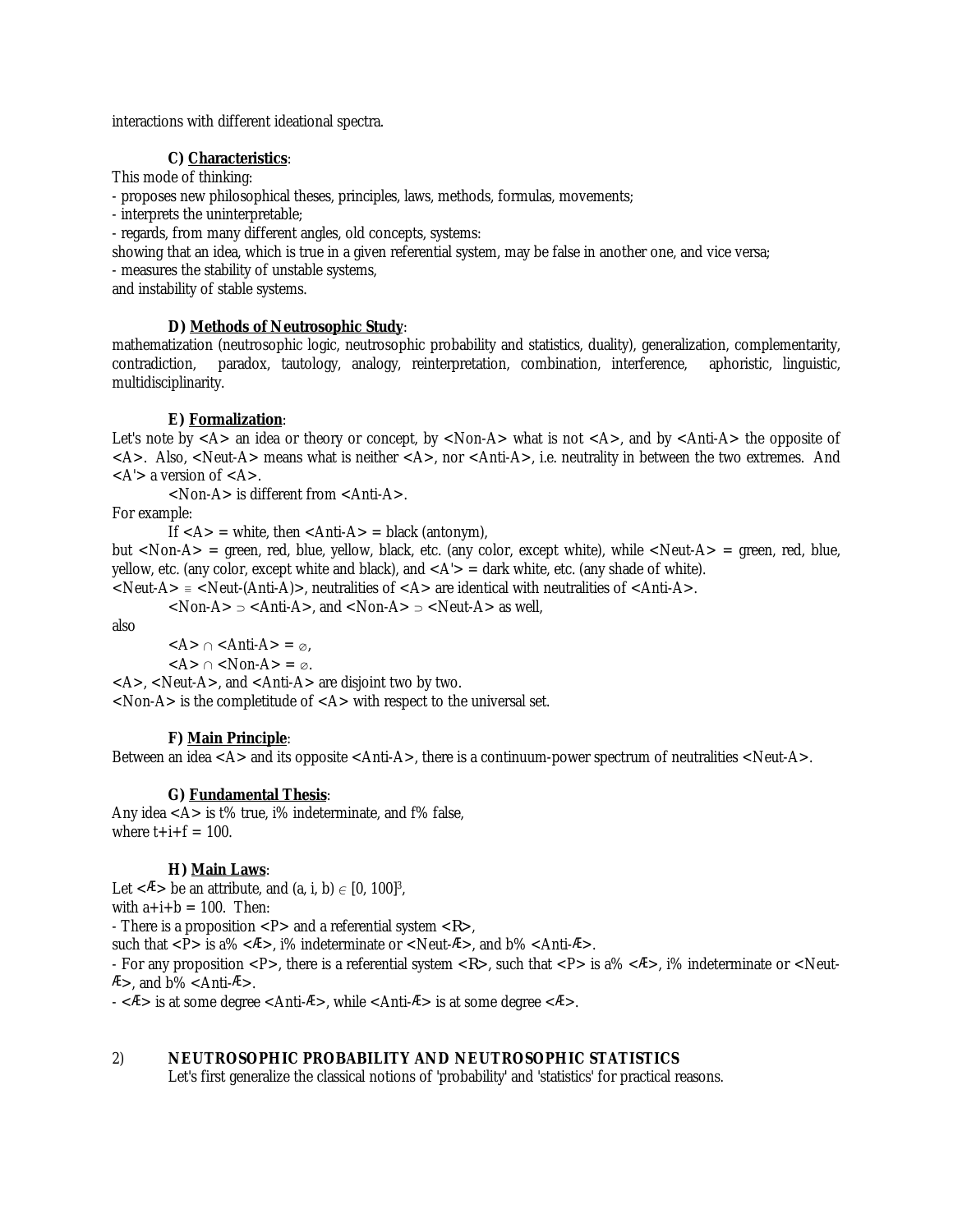interactions with different ideational spectra.

**C) Characteristics**:

This mode of thinking:

- proposes new philosophical theses, principles, laws, methods, formulas, movements;
- interprets the uninterpretable;
- regards, from many different angles, old concepts, systems:

showing that an idea, which is true in a given referential system, may be false in another one, and vice versa;

- measures the stability of unstable systems,

and instability of stable systems.

**D) Methods of Neutrosophic Study**:

mathematization (neutrosophic logic, neutrosophic probability and statistics, duality), generalization, complementarity, contradiction, paradox, tautology, analogy, reinterpretation, combination, interference, aphoristic, linguistic, multidisciplinarity.

**E) Formalization**:

Let's note by <A> an idea or theory or concept, by <Non-A> what is not <A>, and by <Anti-A> the opposite of <A>. Also, <Neut-A> means what is neither <A>, nor <Anti-A>, i.e. neutrality in between the two extremes. And <A'> a version of <A>.

<Non-A> is different from <Anti-A>.

For example:

If <A> = white, then <Anti-A> = black (antonym),

but <Non-A> = green, red, blue, yellow, black, etc. (any color, except white), while <Neut-A> = green, red, blue, yellow, etc. (any color, except white and black), and <A'> = dark white, etc. (any shade of white).

<Neut-A> $\equiv$ <Neut-(Anti-A)>, neutralities of <A> are identical with neutralities of <Anti-A>.

<Non-A> $\supset$ <Anti-A>, and <Non-A> $\supset$ <Neut-A> as well,

also

<A> $\cap$ <Anti-A> = $\emptyset$,

<A> $\cap$ <Non-A> = $\emptyset$.

<A>, <Neut-A>, and <Anti-A> are disjoint two by two.

<Non-A> is the completitude of <A> with respect to the universal set.

**F) Main Principle**:

Between an idea <A> and its opposite <Anti-A>, there is a continuum-power spectrum of neutralities <Neut-A>.

**G) Fundamental Thesis**:

Any idea <A> is t% true, i% indeterminate, and f% false,
where t+i+f = 100.

**H) Main Laws**:

Let <Æ> be an attribute, and $(a, i, b) \in [0, 100]^3$,
with a+i+b = 100. Then:

- There is a proposition <P> and a referential system <R>,
such that <P> is a% <Æ>, i% indeterminate or <Neut-Æ>, and b% <Anti-Æ>.
- For any proposition <P>, there is a referential system <R>, such that <P> is a% <Æ>, i% indeterminate or <Neut-Æ>, and b% <Anti-Æ>.
- <Æ> is at some degree <Anti-Æ>, while <Anti-Æ> is at some degree <Æ>.

## 2) NEUTROSOPHIC PROBABILITY AND NEUTROSOPHIC STATISTICS

Let's first generalize the classical notions of 'probability' and 'statistics' for practical reasons.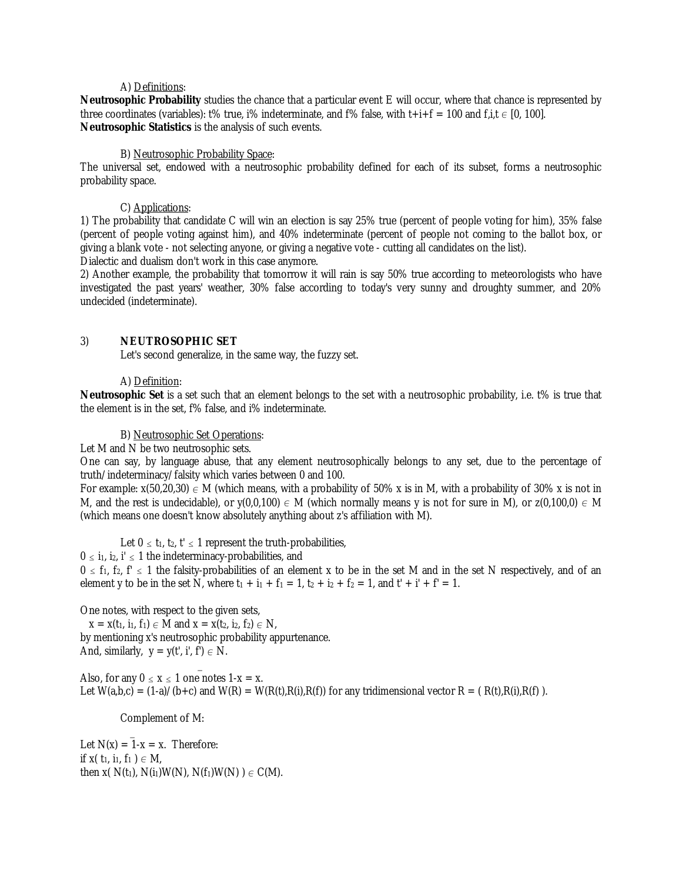A) Definitions:

**Neutrosophic Probability** studies the chance that a particular event E will occur, where that chance is represented by three coordinates (variables): t% true, i% indeterminate, and f% false, with t+i+f = 100 and $f,i,t \in [0, 100]$.

**Neutrosophic Statistics** is the analysis of such events.

B) Neutrosophic Probability Space:

The universal set, endowed with a neutrosophic probability defined for each of its subset, forms a neutrosophic probability space.

C) Applications:

1) The probability that candidate C will win an election is say 25% true (percent of people voting for him), 35% false (percent of people voting against him), and 40% indeterminate (percent of people not coming to the ballot box, or giving a blank vote - not selecting anyone, or giving a negative vote - cutting all candidates on the list).

Dialectic and dualism don't work in this case anymore.

2) Another example, the probability that tomorrow it will rain is say 50% true according to meteorologists who have investigated the past years' weather, 30% false according to today's very sunny and droughty summer, and 20% undecided (indeterminate).

## 3) NEUTROSOPHIC SET

Let's second generalize, in the same way, the fuzzy set.

A) Definition:

**Neutrosophic Set** is a set such that an element belongs to the set with a neutrosophic probability, i.e. t% is true that the element is in the set, f% false, and i% indeterminate.

B) Neutrosophic Set Operations:

Let M and N be two neutrosophic sets.

One can say, by language abuse, that any element neutrosophically belongs to any set, due to the percentage of truth/indeterminacy/falsity which varies between 0 and 100.

For example: $x(50,20,30) \in M$ (which means, with a probability of 50% x is in M, with a probability of 30% x is not in M, and the rest is undecidable), or $y(0,0,100) \in M$ (which normally means y is not for sure in M), or $z(0,100,0) \in M$ (which means one doesn't know absolutely anything about z's affiliation with M).

Let $0 \le t_1, t_2, t' \le 1$ represent the truth-probabilities,

$0 \le i_1, i_2, i' \le 1$ the indeterminacy-probabilities, and

$0 \le f_1, f_2, f' \le 1$ the falsity-probabilities of an element x to be in the set M and in the set N respectively, and of an element y to be in the set N, where $t_1 + i_1 + f_1 = 1$, $t_2 + i_2 + f_2 = 1$, and $t' + i' + f' = 1$.

One notes, with respect to the given sets,

$x = x(t_1, i_1, f_1) \in M$ and $x = x(t_2, i_2, f_2) \in N$,

by mentioning x's neutrosophic probability appurtenance.

And, similarly, $y = y(t', i', f') \in N$.

Also, for any $0 \le x \le 1$ one notes $1\text{-}x = \bar{x}$.

Let $W(a,b,c) = (1\text{-}a)/(b+c)$ and $W(R) = W(R(t),R(i),R(f))$ for any tridimensional vector $R = ( R(t),R(i),R(f) )$.

Complement of M:

Let $N(x) = 1\text{-}x = \bar{x}$. Therefore:

if $x( t_1, i_1, f_1 ) \in M$,

then $x( N(t_1), N(i_1)W(N), N(f_1)W(N) ) \in C(M)$.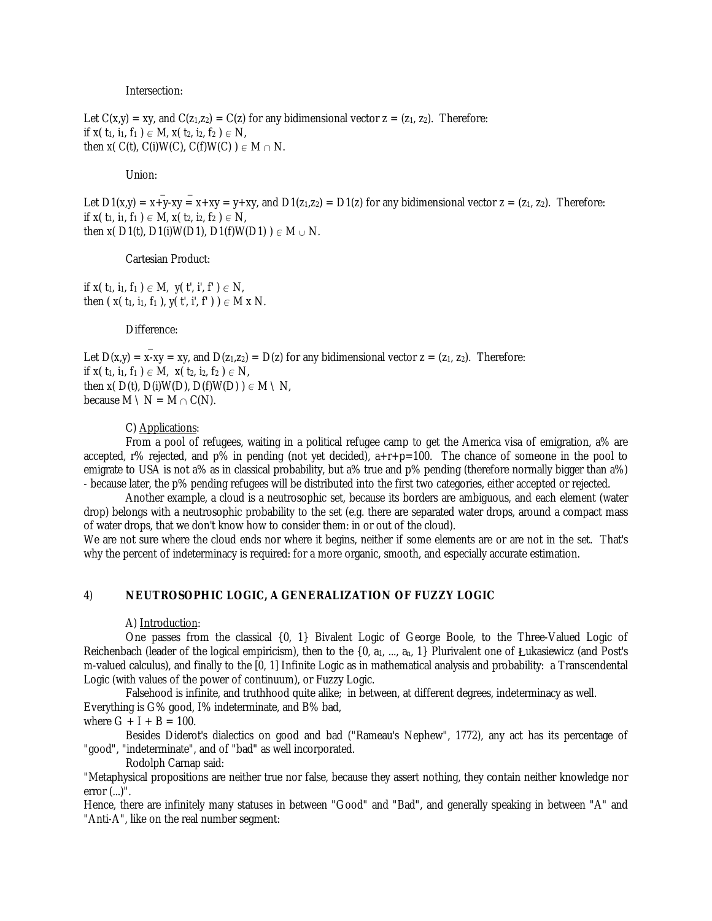Intersection:

Let $C(x,y) = xy$, and $C(z_1,z_2) = C(z)$ for any bidimensional vector $z = (z_1, z_2)$. Therefore:
if $x(t_1, i_1, f_1) \in M$, $x(t_2, i_2, f_2) \in N$,
then $x(C(t), C(i)W(C), C(f)W(C)) \in M \cap N$.

Union:

Let $D1(x,y) = x+\bar{y}-x\bar{y} = x+xy = y+xy$, and $D1(z_1,z_2) = D1(z)$ for any bidimensional vector $z = (z_1, z_2)$. Therefore:
if $x(t_1, i_1, f_1) \in M$, $x(t_2, i_2, f_2) \in N$,
then $x(D1(t), D1(i)W(D1), D1(f)W(D1)) \in M \cup N$.

Cartesian Product:

if $x(t_1, i_1, f_1) \in M$, $y(t', i', f') \in N$,
then $(x(t_1, i_1, f_1), y(t', i', f')) \in M \times N$.

Difference:

Let $D(x,y) = x-x\bar{y} = xy$, and $D(z_1,z_2) = D(z)$ for any bidimensional vector $z = (z_1, z_2)$. Therefore:
if $x(t_1, i_1, f_1) \in M$, $x(t_2, i_2, f_2) \in N$,
then $x(D(t), D(i)W(D), D(f)W(D)) \in M \setminus N$,
because $M \setminus N = M \cap C(N)$.

C) Applications:

From a pool of refugees, waiting in a political refugee camp to get the America visa of emigration, a% are accepted, r% rejected, and p% in pending (not yet decided), a+r+p=100. The chance of someone in the pool to emigrate to USA is not a% as in classical probability, but a% true and p% pending (therefore normally bigger than a%) - because later, the p% pending refugees will be distributed into the first two categories, either accepted or rejected.

Another example, a cloud is a neutrosophic set, because its borders are ambiguous, and each element (water drop) belongs with a neutrosophic probability to the set (e.g. there are separated water drops, around a compact mass of water drops, that we don't know how to consider them: in or out of the cloud).
We are not sure where the cloud ends nor where it begins, neither if some elements are or are not in the set. That's why the percent of indeterminacy is required: for a more organic, smooth, and especially accurate estimation.

## 4) NEUTROSOPHIC LOGIC, A GENERALIZATION OF FUZZY LOGIC

A) Introduction:

One passes from the classical {0, 1} Bivalent Logic of George Boole, to the Three-Valued Logic of Reichenbach (leader of the logical empiricism), then to the $\{0, a_1, ..., a_n, 1\}$ Plurivalent one of Łukasiewicz (and Post's m-valued calculus), and finally to the [0, 1] Infinite Logic as in mathematical analysis and probability: a Transcendental Logic (with values of the power of continuum), or Fuzzy Logic.

Falsehood is infinite, and truthhood quite alike; in between, at different degrees, indeterminacy as well.
Everything is G% good, I% indeterminate, and B% bad,
where G + I + B = 100.

Besides Diderot's dialectics on good and bad ("Rameau's Nephew", 1772), any act has its percentage of "good", "indeterminate", and of "bad" as well incorporated.

Rodolph Carnap said:
"Metaphysical propositions are neither true nor false, because they assert nothing, they contain neither knowledge nor error (...)".
Hence, there are infinitely many statuses in between "Good" and "Bad", and generally speaking in between "A" and "Anti-A", like on the real number segment: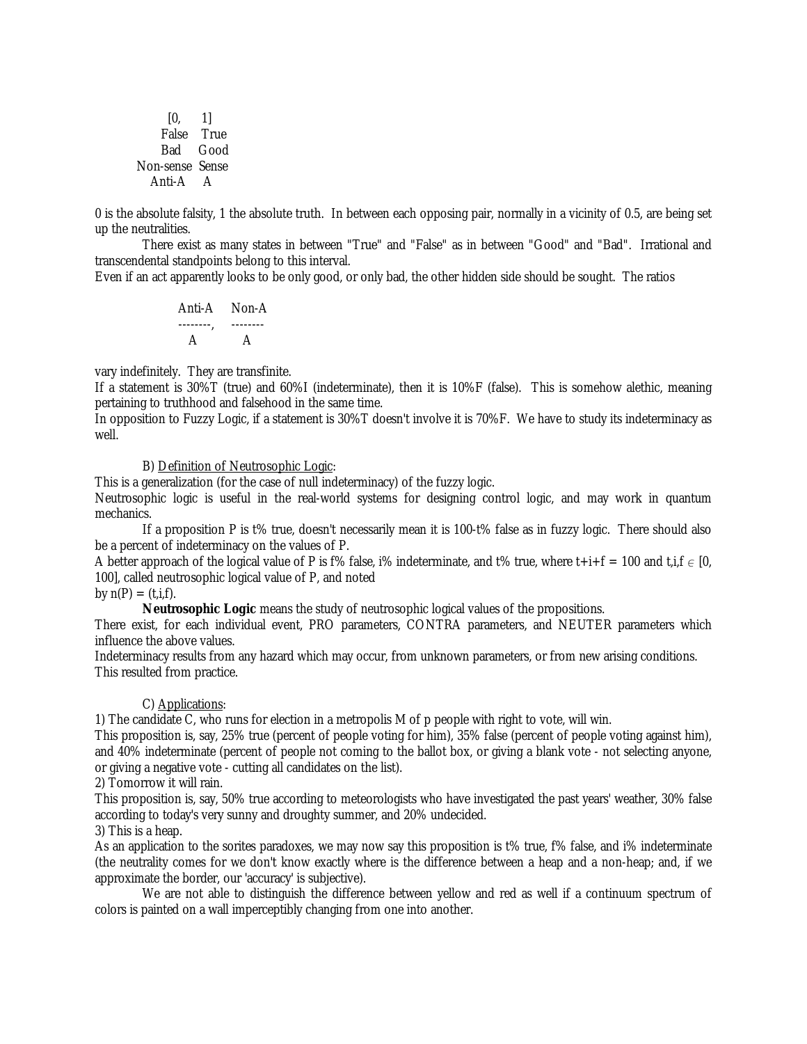| [0, | 1] |
|---|---|
| False | True |
| Bad | Good |
| Non-sense | Sense |
| Anti-A | A |

0 is the absolute falsity, 1 the absolute truth. In between each opposing pair, normally in a vicinity of 0.5, are being set up the neutralities.

There exist as many states in between "True" and "False" as in between "Good" and "Bad". Irrational and transcendental standpoints belong to this interval.

Even if an act apparently looks to be only good, or only bad, the other hidden side should be sought. The ratios

$$\frac{\text{Anti-A}}{\text{A}}, \quad \frac{\text{Non-A}}{\text{A}}$$

vary indefinitely. They are transfinite.

If a statement is 30%T (true) and 60%I (indeterminate), then it is 10%F (false). This is somehow alethic, meaning pertaining to truthhood and falsehood in the same time.

In opposition to Fuzzy Logic, if a statement is 30%T doesn't involve it is 70%F. We have to study its indeterminacy as well.

B) <u>Definition of Neutrosophic Logic</u>:

This is a generalization (for the case of null indeterminacy) of the fuzzy logic.

Neutrosophic logic is useful in the real-world systems for designing control logic, and may work in quantum mechanics.

If a proposition P is t% true, doesn't necessarily mean it is 100-t% false as in fuzzy logic. There should also be a percent of indeterminacy on the values of P.

A better approach of the logical value of P is f% false, i% indeterminate, and t% true, where $t+i+f = 100$ and $t,i,f \in [0, 100]$, called neutrosophic logical value of P, and noted by $n(P) = (t,i,f)$.

**Neutrosophic Logic** means the study of neutrosophic logical values of the propositions.

There exist, for each individual event, PRO parameters, CONTRA parameters, and NEUTER parameters which influence the above values.

Indeterminacy results from any hazard which may occur, from unknown parameters, or from new arising conditions.

This resulted from practice.

C) <u>Applications</u>:

1) The candidate C, who runs for election in a metropolis M of p people with right to vote, will win.

This proposition is, say, 25% true (percent of people voting for him), 35% false (percent of people voting against him), and 40% indeterminate (percent of people not coming to the ballot box, or giving a blank vote - not selecting anyone, or giving a negative vote - cutting all candidates on the list).

2) Tomorrow it will rain.

This proposition is, say, 50% true according to meteorologists who have investigated the past years' weather, 30% false according to today's very sunny and droughty summer, and 20% undecided.

3) This is a heap.

As an application to the sorites paradoxes, we may now say this proposition is t% true, f% false, and i% indeterminate (the neutrality comes for we don't know exactly where is the difference between a heap and a non-heap; and, if we approximate the border, our 'accuracy' is subjective).

We are not able to distinguish the difference between yellow and red as well if a continuum spectrum of colors is painted on a wall imperceptibly changing from one into another.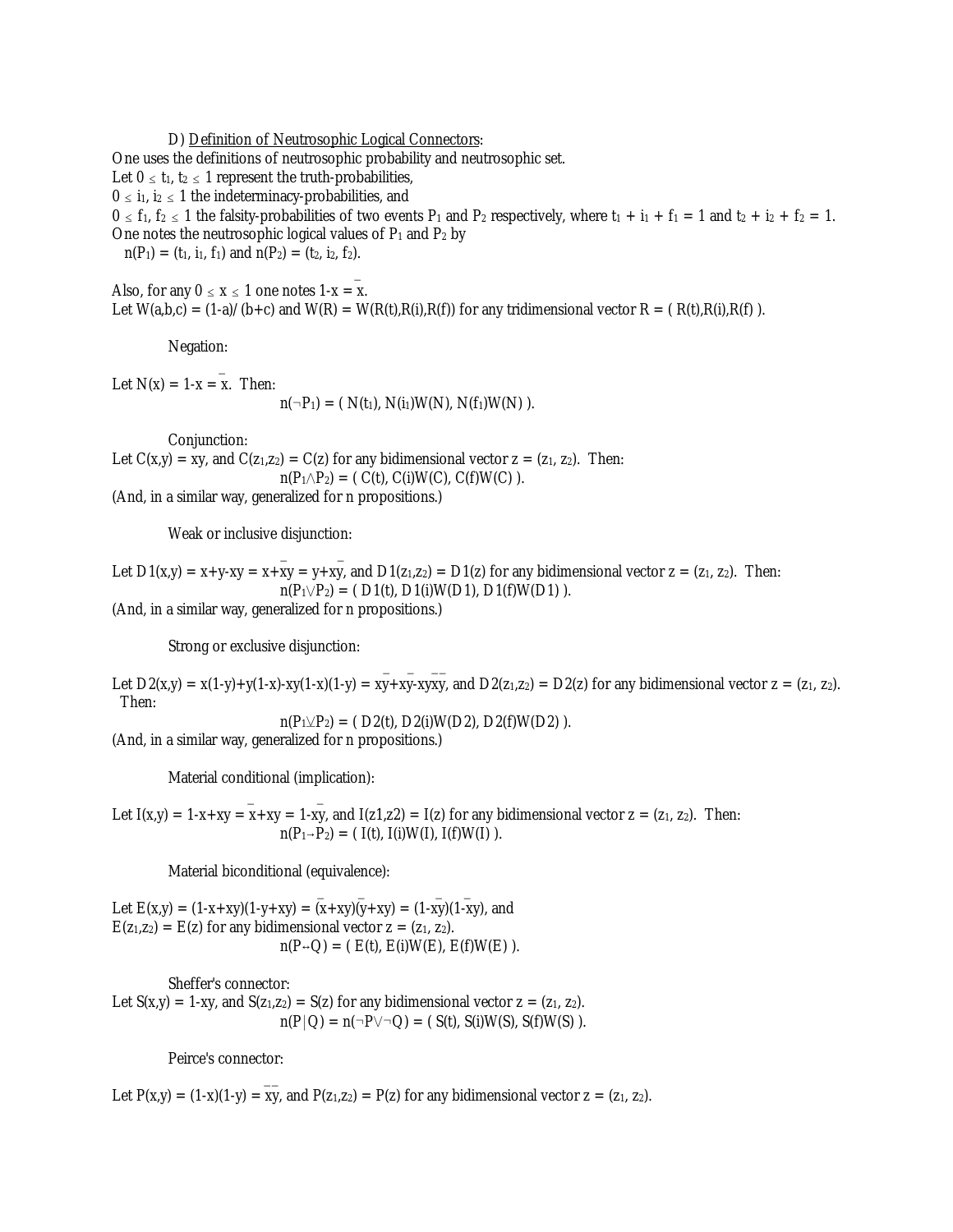D) Definition of Neutrosophic Logical Connectors:

One uses the definitions of neutrosophic probability and neutrosophic set.

Let $0 \le t_1, t_2 \le 1$ represent the truth-probabilities,

$0 \le i_1, i_2 \le 1$ the indeterminacy-probabilities, and

$0 \le f_1, f_2 \le 1$ the falsity-probabilities of two events $P_1$ and $P_2$ respectively, where $t_1 + i_1 + f_1 = 1$ and $t_2 + i_2 + f_2 = 1$.

One notes the neutrosophic logical values of $P_1$ and $P_2$ by

$n(P_1) = (t_1, i_1, f_1)$ and $n(P_2) = (t_2, i_2, f_2)$.

Also, for any $0 \le x \le 1$ one notes $1\text{-}x = \bar{x}$.

Let $W(a,b,c) = (1\text{-}a)/(b+c)$ and $W(R) = W(R(t),R(i),R(f))$ for any tridimensional vector $R = ( R(t),R(i),R(f) )$.

Negation:

Let $N(x) = 1\text{-}x = \bar{x}$. Then:

$$n(\neg P_1) = ( N(t_1), N(i_1)W(N), N(f_1)W(N) ).$$

Conjunction:

Let $C(x,y) = xy$, and $C(z_1,z_2) = C(z)$ for any bidimensional vector $z = (z_1, z_2)$. Then:

$$n(P_1 \wedge P_2) = ( C(t), C(i)W(C), C(f)W(C) ).$$

(And, in a similar way, generalized for n propositions.)

Weak or inclusive disjunction:

Let $D1(x,y) = x+y\text{-}xy = x+\bar{x}y = y+x\bar{y}$, and $D1(z_1,z_2) = D1(z)$ for any bidimensional vector $z = (z_1, z_2)$. Then:

$$n(P_1 \vee P_2) = ( D1(t), D1(i)W(D1), D1(f)W(D1) ).$$

(And, in a similar way, generalized for n propositions.)

Strong or exclusive disjunction:

Let $D2(x,y) = x(1\text{-}y)+y(1\text{-}x)\text{-}xy(1\text{-}x)(1\text{-}y) = x\bar{y}+\bar{x}y\text{-}xy\bar{x}\bar{y}$, and $D2(z_1,z_2) = D2(z)$ for any bidimensional vector $z = (z_1, z_2)$. Then:

$$n(P_1 \underline{\vee} P_2) = ( D2(t), D2(i)W(D2), D2(f)W(D2) ).$$

(And, in a similar way, generalized for n propositions.)

Material conditional (implication):

Let $I(x,y) = 1\text{-}x+xy = \bar{x}+xy = 1\text{-}x\bar{y}$, and $I(z1,z2) = I(z)$ for any bidimensional vector $z = (z_1, z_2)$. Then:

$$n(P_1 \rightarrow P_2) = ( I(t), I(i)W(I), I(f)W(I) ).$$

Material biconditional (equivalence):

Let $E(x,y) = (1\text{-}x+xy)(1\text{-}y+xy) = (\bar{x}+xy)(\bar{y}+xy) = (1\text{-}x\bar{y})(1\text{-}\bar{x}y)$, and

$E(z_1,z_2) = E(z)$ for any bidimensional vector $z = (z_1, z_2)$.

$$n(P \leftrightarrow Q) = ( E(t), E(i)W(E), E(f)W(E) ).$$

Sheffer's connector:

Let $S(x,y) = 1\text{-}xy$, and $S(z_1,z_2) = S(z)$ for any bidimensional vector $z = (z_1, z_2)$.

$$n(P|Q) = n(\neg P \vee \neg Q) = ( S(t), S(i)W(S), S(f)W(S) ).$$

Peirce's connector:

Let $P(x,y) = (1\text{-}x)(1\text{-}y) = \bar{x}\bar{y}$, and $P(z_1,z_2) = P(z)$ for any bidimensional vector $z = (z_1, z_2)$.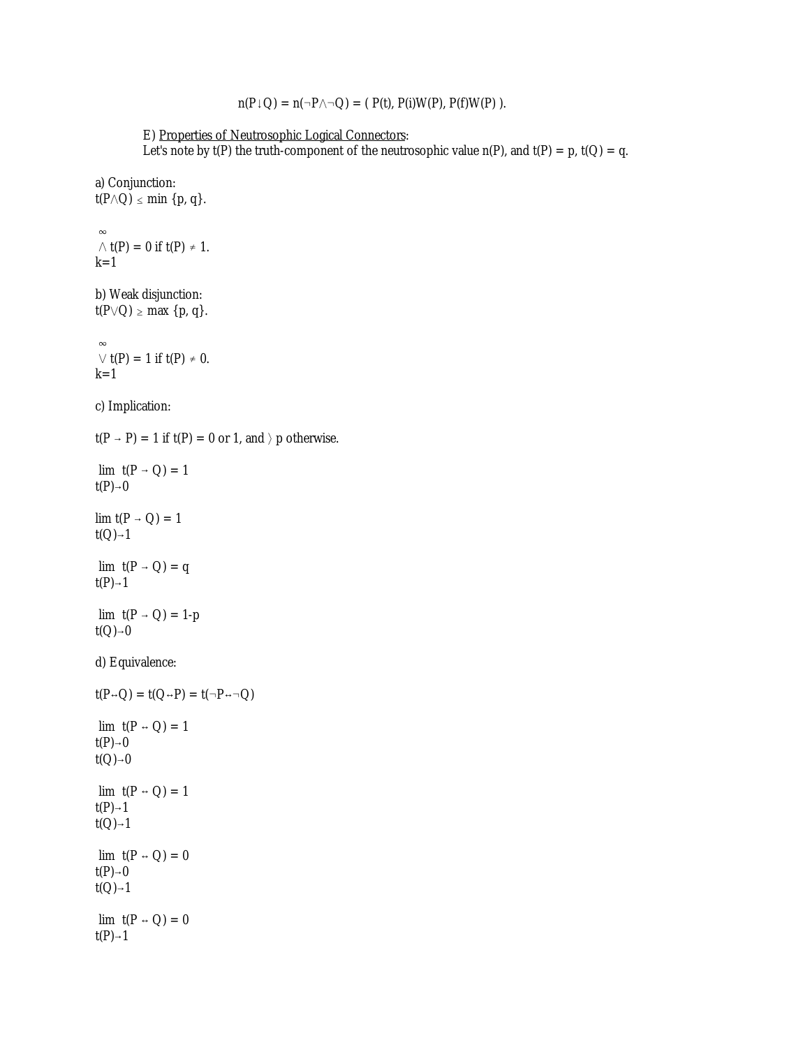$$n(P \downarrow Q) = n(\neg P \wedge \neg Q) = (\, P(t),\, P(i)W(P),\, P(f)W(P)\,).$$

E) Properties of Neutrosophic Logical Connectors:

Let's note by $t(P)$ the truth-component of the neutrosophic value $n(P)$, and $t(P) = p$, $t(Q) = q$.

a) Conjunction:

$t(P \wedge Q) \leq \min \{p, q\}$.

$$\bigwedge_{k=1}^{\infty} t(P) = 0 \text{ if } t(P) \neq 1.$$

b) Weak disjunction:

$t(P \vee Q) \geq \max \{p, q\}$.

$$\bigvee_{k=1}^{\infty} t(P) = 1 \text{ if } t(P) \neq 0.$$

c) Implication:

$t(P \rightarrow P) = 1$ if $t(P) = 0$ or $1$, and $\rangle$ $p$ otherwise.

$$\lim_{t(P) \to 0} t(P \rightarrow Q) = 1$$

$$\lim_{t(Q) \to 1} t(P \rightarrow Q) = 1$$

$$\lim_{t(P) \to 1} t(P \rightarrow Q) = q$$

$$\lim_{t(Q) \to 0} t(P \rightarrow Q) = 1-p$$

d) Equivalence:

$t(P \leftrightarrow Q) = t(Q \leftrightarrow P) = t(\neg P \leftrightarrow \neg Q)$

$$\lim_{\substack{t(P) \to 0 \\ t(Q) \to 0}} t(P \leftrightarrow Q) = 1$$

$$\lim_{\substack{t(P) \to 1 \\ t(Q) \to 1}} t(P \leftrightarrow Q) = 1$$

$$\lim_{\substack{t(P) \to 0 \\ t(Q) \to 1}} t(P \leftrightarrow Q) = 0$$

$$\lim_{t(P) \to 1} t(P \leftrightarrow Q) = 0$$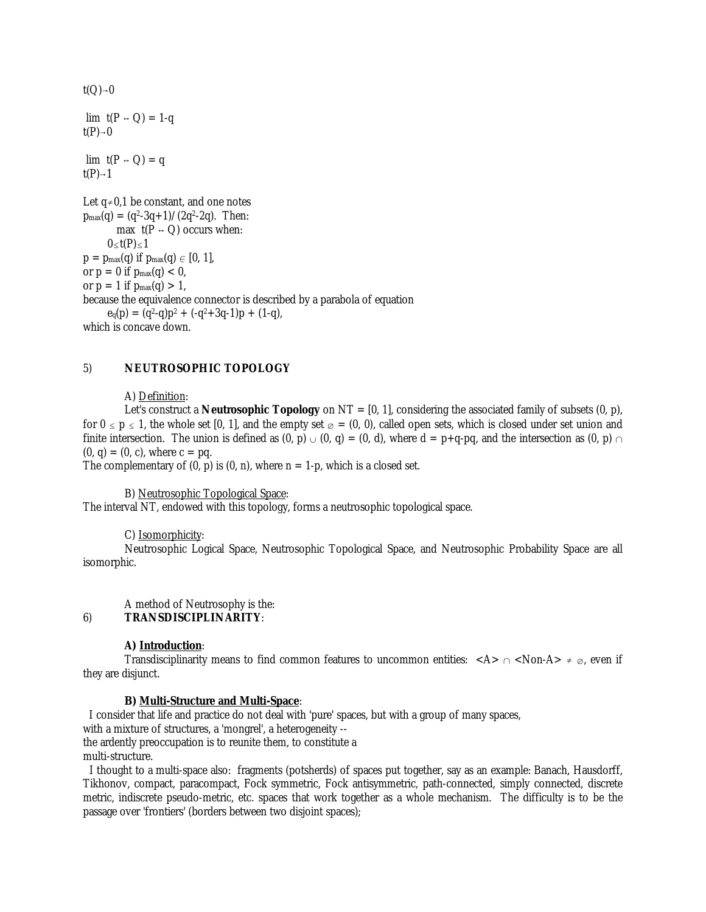$$\lim_{t(Q)\to 0}$$

$$\lim_{t(P)\to 0} t(P \leftrightarrow Q) = 1-q$$

$$\lim_{t(P)\to 1} t(P \leftrightarrow Q) = q$$

Let $q \neq 0,1$ be constant, and one notes
$p_{max}(q) = (q^2-3q+1)/(2q^2-2q)$. Then:

$\max_{0 \leq t(P) \leq 1} t(P \leftrightarrow Q)$ occurs when:

$p = p_{max}(q)$ if $p_{max}(q) \in [0, 1]$,
or $p = 0$ if $p_{max}(q) < 0$,
or $p = 1$ if $p_{max}(q) > 1$,
because the equivalence connector is described by a parabola of equation

$$e_q(p) = (q^2-q)p^2 + (-q^2+3q-1)p + (1-q),$$

which is concave down.

## 5) NEUTROSOPHIC TOPOLOGY

A) Definition:

Let's construct a **Neutrosophic Topology** on NT = [0, 1], considering the associated family of subsets (0, p), for $0 \leq p \leq 1$, the whole set [0, 1], and the empty set $\varnothing$ = (0, 0), called open sets, which is closed under set union and finite intersection. The union is defined as $(0, p) \cup (0, q) = (0, d)$, where $d = p+q-pq$, and the intersection as $(0, p) \cap (0, q) = (0, c)$, where $c = pq$.
The complementary of (0, p) is (0, n), where $n = 1-p$, which is a closed set.

B) Neutrosophic Topological Space:

The interval NT, endowed with this topology, forms a neutrosophic topological space.

C) Isomorphicity:

Neutrosophic Logical Space, Neutrosophic Topological Space, and Neutrosophic Probability Space are all isomorphic.

A method of Neutrosophy is the:

## 6) TRANSDISCIPLINARITY:

**A) Introduction**:

Transdisciplinarity means to find common features to uncommon entities: $<A> \cap <Non\text{-}A> \neq \varnothing$, even if they are disjunct.

**B) Multi-Structure and Multi-Space**:

I consider that life and practice do not deal with 'pure' spaces, but with a group of many spaces, with a mixture of structures, a 'mongrel', a heterogeneity -- the ardently preoccupation is to reunite them, to constitute a multi-structure.

I thought to a multi-space also: fragments (potsherds) of spaces put together, say as an example: Banach, Hausdorff, Tikhonov, compact, paracompact, Fock symmetric, Fock antisymmetric, path-connected, simply connected, discrete metric, indiscrete pseudo-metric, etc. spaces that work together as a whole mechanism. The difficulty is to be the passage over 'frontiers' (borders between two disjoint spaces);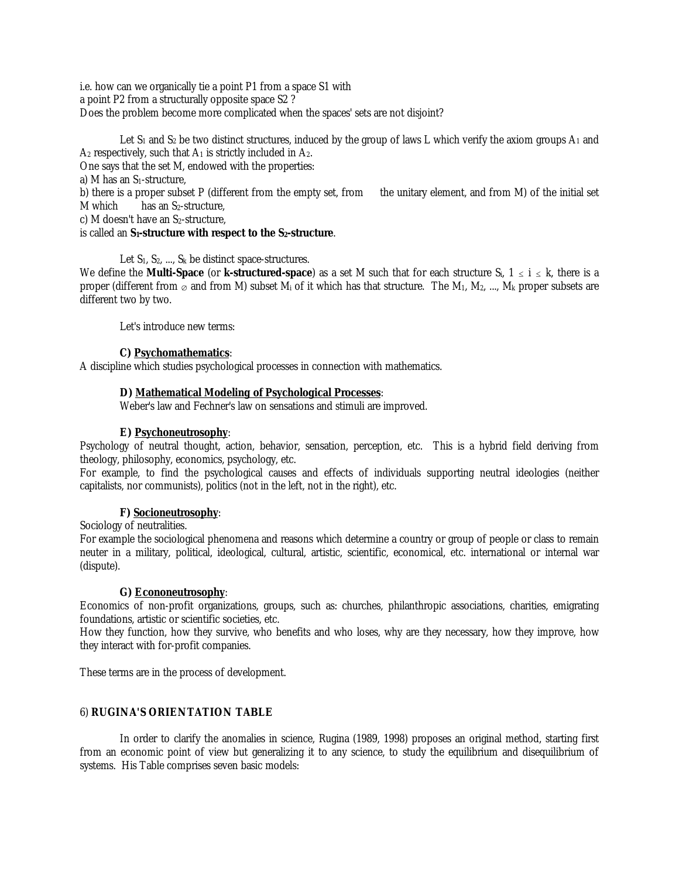i.e. how can we organically tie a point P1 from a space S1 with
a point P2 from a structurally opposite space S2 ?
Does the problem become more complicated when the spaces' sets are not disjoint?

Let $S_1$ and $S_2$ be two distinct structures, induced by the group of laws L which verify the axiom groups $A_1$ and $A_2$ respectively, such that $A_1$ is strictly included in $A_2$.
One says that the set M, endowed with the properties:
a) M has an $S_1$-structure,
b) there is a proper subset P (different from the empty set, from the unitary element, and from M) of the initial set M which has an $S_2$-structure,
c) M doesn't have an $S_2$-structure,
is called an **$S_1$-structure with respect to the $S_2$-structure**.

Let $S_1, S_2, ..., S_k$ be distinct space-structures.
We define the **Multi-Space** (or **k-structured-space**) as a set M such that for each structure $S_i$, $1 \leq i \leq k$, there is a proper (different from $\varnothing$ and from M) subset $M_i$ of it which has that structure. The $M_1, M_2, ..., M_k$ proper subsets are different two by two.

Let's introduce new terms:

**C) <u>Psychomathematics</u>**:
A discipline which studies psychological processes in connection with mathematics.

**D) <u>Mathematical Modeling of Psychological Processes</u>**:
Weber's law and Fechner's law on sensations and stimuli are improved.

**E) <u>Psychoneutrosophy</u>**:
Psychology of neutral thought, action, behavior, sensation, perception, etc. This is a hybrid field deriving from theology, philosophy, economics, psychology, etc.
For example, to find the psychological causes and effects of individuals supporting neutral ideologies (neither capitalists, nor communists), politics (not in the left, not in the right), etc.

**F) <u>Socioneutrosophy</u>**:
Sociology of neutralities.
For example the sociological phenomena and reasons which determine a country or group of people or class to remain neuter in a military, political, ideological, cultural, artistic, scientific, economical, etc. international or internal war (dispute).

**G) <u>Econoneutrosophy</u>**:
Economics of non-profit organizations, groups, such as: churches, philanthropic associations, charities, emigrating foundations, artistic or scientific societies, etc.
How they function, how they survive, who benefits and who loses, why are they necessary, how they improve, how they interact with for-profit companies.

These terms are in the process of development.

## 6) **RUGINA'S ORIENTATION TABLE**

In order to clarify the anomalies in science, Rugina (1989, 1998) proposes an original method, starting first from an economic point of view but generalizing it to any science, to study the equilibrium and disequilibrium of systems. His Table comprises seven basic models: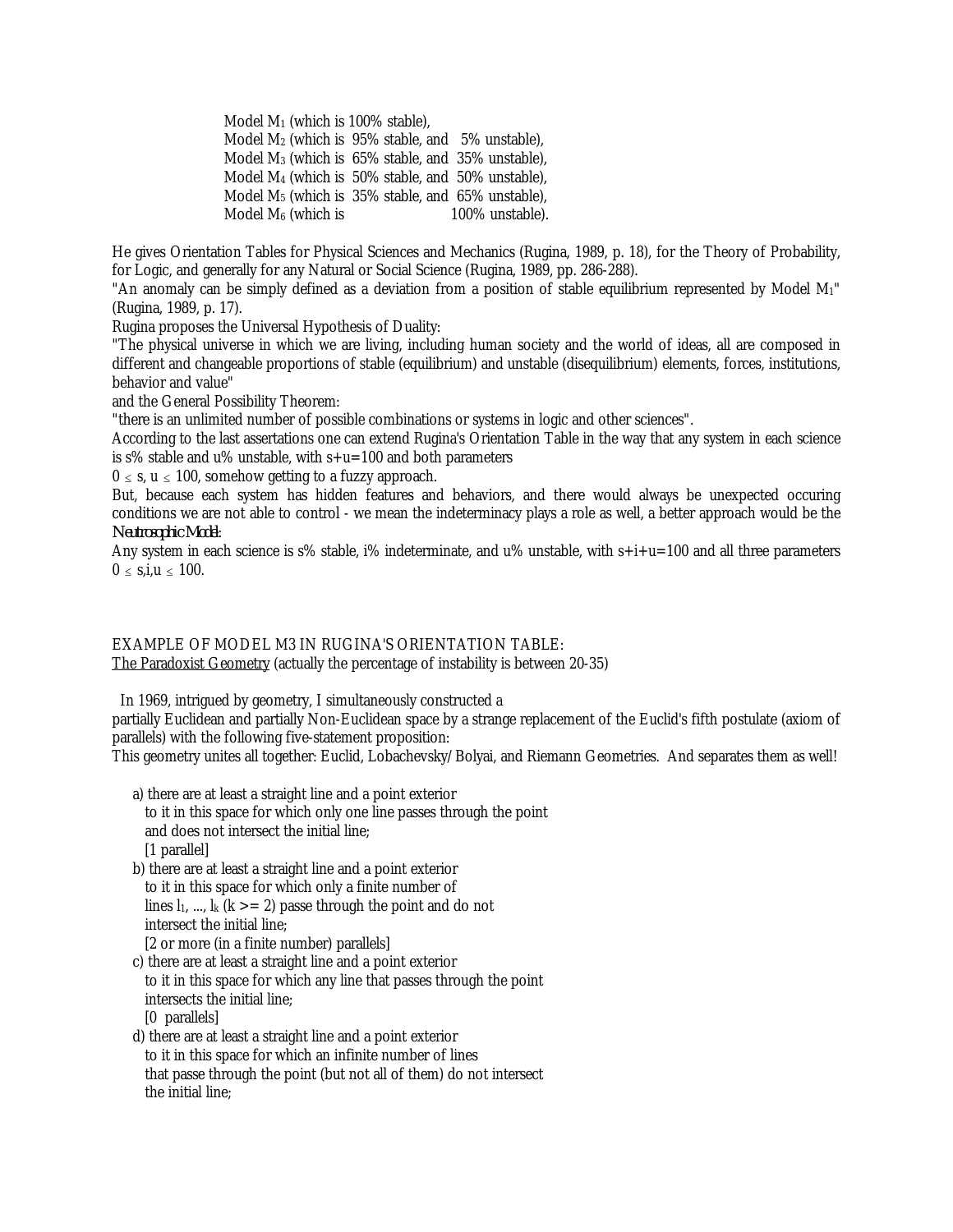Model $M_1$ (which is 100% stable),
Model $M_2$ (which is 95% stable, and 5% unstable),
Model $M_3$ (which is 65% stable, and 35% unstable),
Model $M_4$ (which is 50% stable, and 50% unstable),
Model $M_5$ (which is 35% stable, and 65% unstable),
Model $M_6$ (which is 100% unstable).

He gives Orientation Tables for Physical Sciences and Mechanics (Rugina, 1989, p. 18), for the Theory of Probability, for Logic, and generally for any Natural or Social Science (Rugina, 1989, pp. 286-288).

"An anomaly can be simply defined as a deviation from a position of stable equilibrium represented by Model $M_1$" (Rugina, 1989, p. 17).

Rugina proposes the Universal Hypothesis of Duality:

"The physical universe in which we are living, including human society and the world of ideas, all are composed in different and changeable proportions of stable (equilibrium) and unstable (disequilibrium) elements, forces, institutions, behavior and value"

and the General Possibility Theorem:

"there is an unlimited number of possible combinations or systems in logic and other sciences".

According to the last assertations one can extend Rugina's Orientation Table in the way that any system in each science is s% stable and u% unstable, with s+u=100 and both parameters $0 \leq s, u \leq 100$, somehow getting to a fuzzy approach.

But, because each system has hidden features and behaviors, and there would always be unexpected occuring conditions we are not able to control - we mean the indeterminacy plays a role as well, a better approach would be the *Neutrosophic Model*:

Any system in each science is s% stable, i% indeterminate, and u% unstable, with s+i+u=100 and all three parameters $0 \leq s,i,u \leq 100$.

EXAMPLE OF MODEL M3 IN RUGINA'S ORIENTATION TABLE:

The Paradoxist Geometry (actually the percentage of instability is between 20-35)

In 1969, intrigued by geometry, I simultaneously constructed a partially Euclidean and partially Non-Euclidean space by a strange replacement of the Euclid's fifth postulate (axiom of parallels) with the following five-statement proposition:

This geometry unites all together: Euclid, Lobachevsky/Bolyai, and Riemann Geometries. And separates them as well!

a) there are at least a straight line and a point exterior to it in this space for which only one line passes through the point and does not intersect the initial line;
[1 parallel]

b) there are at least a straight line and a point exterior to it in this space for which only a finite number of lines $l_1, ..., l_k$ ($k >= 2$) passe through the point and do not intersect the initial line;
[2 or more (in a finite number) parallels]

c) there are at least a straight line and a point exterior to it in this space for which any line that passes through the point intersects the initial line;
[0 parallels]

d) there are at least a straight line and a point exterior to it in this space for which an infinite number of lines that passe through the point (but not all of them) do not intersect the initial line;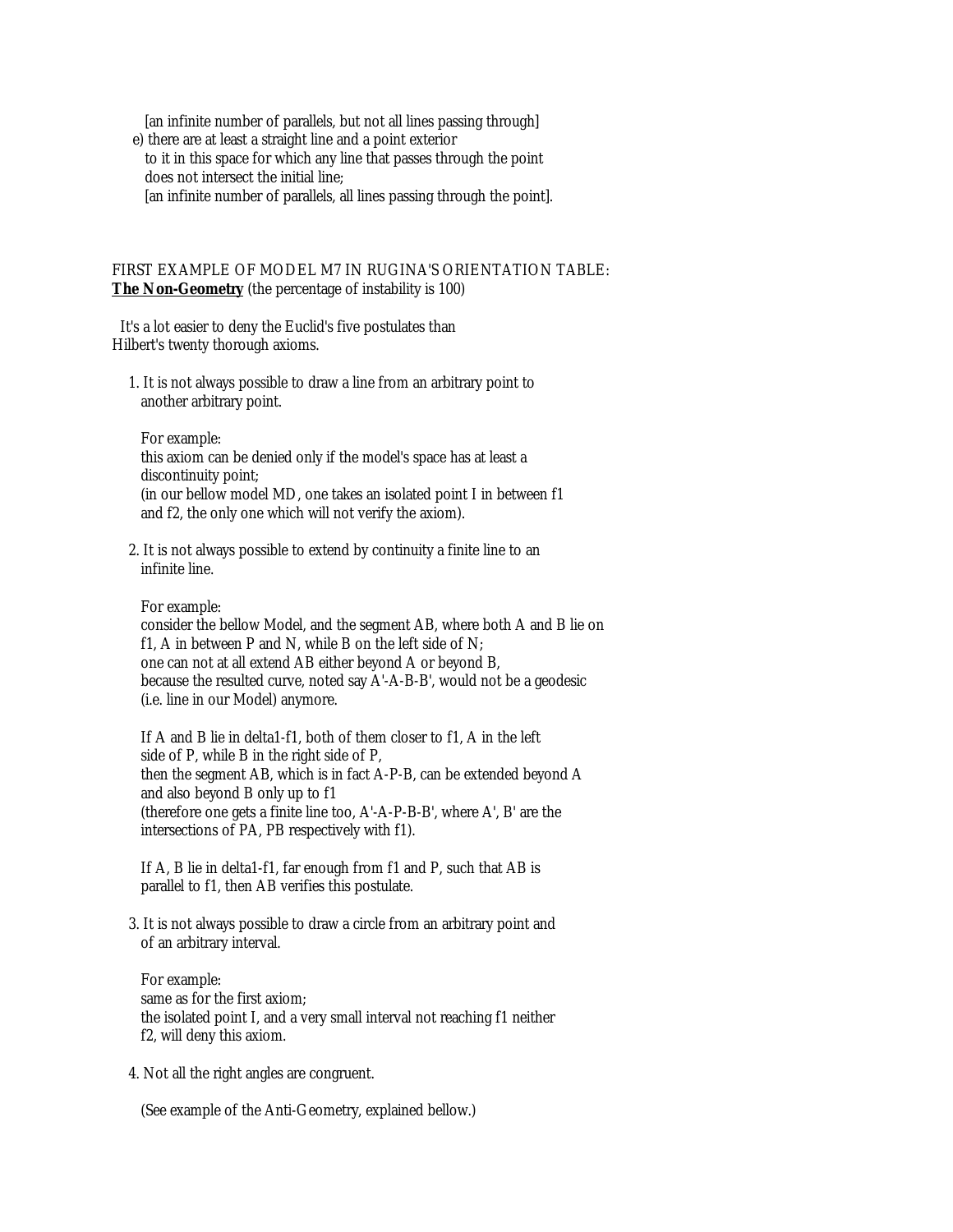[an infinite number of parallels, but not all lines passing through]

e) there are at least a straight line and a point exterior to it in this space for which any line that passes through the point does not intersect the initial line;
[an infinite number of parallels, all lines passing through the point].

FIRST EXAMPLE OF MODEL M7 IN RUGINA'S ORIENTATION TABLE:
**The Non-Geometry** (the percentage of instability is 100)

It's a lot easier to deny the Euclid's five postulates than Hilbert's twenty thorough axioms.

1. It is not always possible to draw a line from an arbitrary point to another arbitrary point.

   For example:
   this axiom can be denied only if the model's space has at least a discontinuity point;
   (in our bellow model MD, one takes an isolated point I in between f1 and f2, the only one which will not verify the axiom).

2. It is not always possible to extend by continuity a finite line to an infinite line.

   For example:
   consider the bellow Model, and the segment AB, where both A and B lie on f1, A in between P and N, while B on the left side of N;
   one can not at all extend AB either beyond A or beyond B, because the resulted curve, noted say A'-A-B-B', would not be a geodesic (i.e. line in our Model) anymore.

   If A and B lie in delta1-f1, both of them closer to f1, A in the left side of P, while B in the right side of P,
   then the segment AB, which is in fact A-P-B, can be extended beyond A and also beyond B only up to f1
   (therefore one gets a finite line too, A'-A-P-B-B', where A', B' are the intersections of PA, PB respectively with f1).

   If A, B lie in delta1-f1, far enough from f1 and P, such that AB is parallel to f1, then AB verifies this postulate.

3. It is not always possible to draw a circle from an arbitrary point and of an arbitrary interval.

   For example:
   same as for the first axiom;
   the isolated point I, and a very small interval not reaching f1 neither f2, will deny this axiom.

4. Not all the right angles are congruent.

   (See example of the Anti-Geometry, explained bellow.)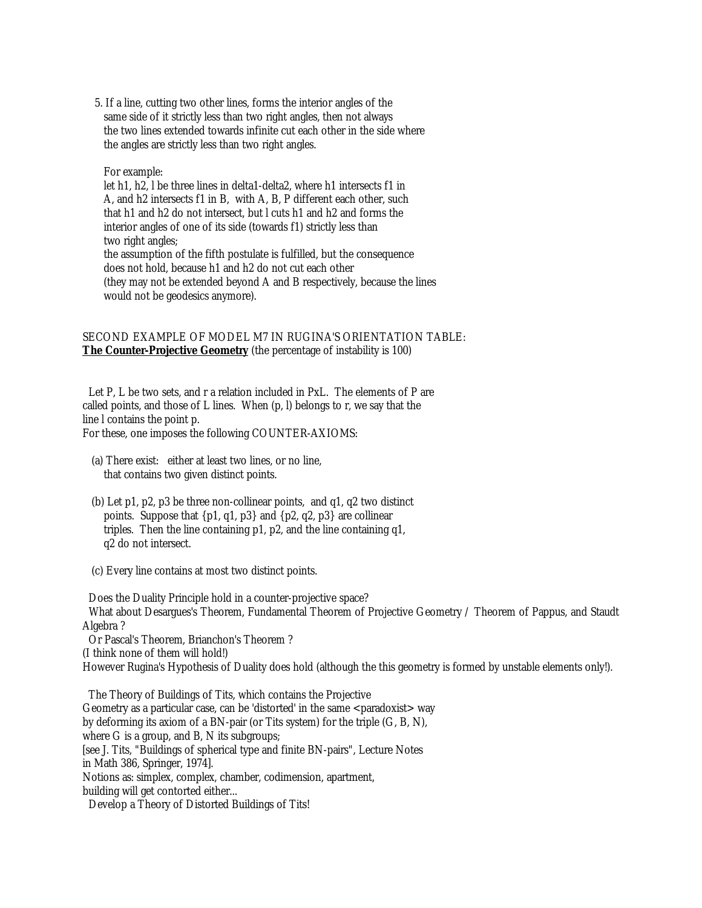5. If a line, cutting two other lines, forms the interior angles of the same side of it strictly less than two right angles, then not always the two lines extended towards infinite cut each other in the side where the angles are strictly less than two right angles.

   For example:
   let $h_1$, $h_2$, $l$ be three lines in delta1-delta2, where $h_1$ intersects $f_1$ in A, and $h_2$ intersects $f_1$ in B, with A, B, P different each other, such that $h_1$ and $h_2$ do not intersect, but $l$ cuts $h_1$ and $h_2$ and forms the interior angles of one of its side (towards $f_1$) strictly less than two right angles;
   the assumption of the fifth postulate is fulfilled, but the consequence does not hold, because $h_1$ and $h_2$ do not cut each other (they may not be extended beyond A and B respectively, because the lines would not be geodesics anymore).

SECOND EXAMPLE OF MODEL M7 IN RUGINA'S ORIENTATION TABLE:
**The Counter-Projective Geometry** (the percentage of instability is 100)

Let P, L be two sets, and r a relation included in PxL. The elements of P are called points, and those of L lines. When (p, l) belongs to r, we say that the line l contains the point p.
For these, one imposes the following COUNTER-AXIOMS:

(a) There exist: either at least two lines, or no line, that contains two given distinct points.

(b) Let $p_1$, $p_2$, $p_3$ be three non-collinear points, and $q_1$, $q_2$ two distinct points. Suppose that $\{p_1, q_1, p_3\}$ and $\{p_2, q_2, p_3\}$ are collinear triples. Then the line containing $p_1$, $p_2$, and the line containing $q_1$, $q_2$ do not intersect.

(c) Every line contains at most two distinct points.

Does the Duality Principle hold in a counter-projective space?
What about Desargues's Theorem, Fundamental Theorem of Projective Geometry / Theorem of Pappus, and Staudt Algebra ?
Or Pascal's Theorem, Brianchon's Theorem ?
(I think none of them will hold!)
However Rugina's Hypothesis of Duality does hold (although the this geometry is formed by unstable elements only!).

The Theory of Buildings of Tits, which contains the Projective Geometry as a particular case, can be 'distorted' in the same <paradoxist> way by deforming its axiom of a BN-pair (or Tits system) for the triple (G, B, N), where G is a group, and B, N its subgroups;
[see J. Tits, "Buildings of spherical type and finite BN-pairs", Lecture Notes in Math 386, Springer, 1974].
Notions as: simplex, complex, chamber, codimension, apartment, building will get contorted either...
Develop a Theory of Distorted Buildings of Tits!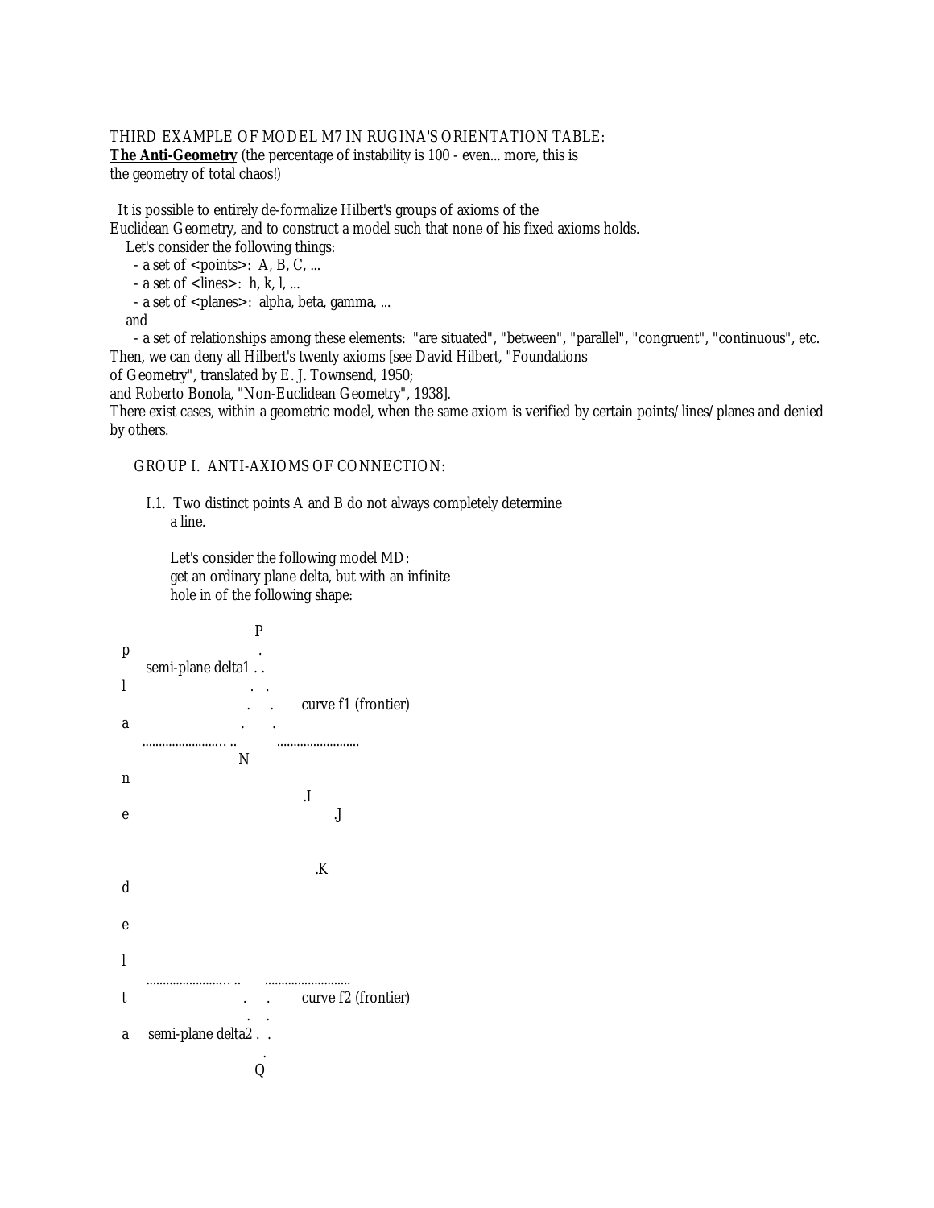THIRD EXAMPLE OF MODEL M7 IN RUGINA'S ORIENTATION TABLE:
**The Anti-Geometry** (the percentage of instability is 100 - even... more, this is the geometry of total chaos!)

It is possible to entirely de-formalize Hilbert's groups of axioms of the Euclidean Geometry, and to construct a model such that none of his fixed axioms holds.

Let's consider the following things:

- a set of <points>: A, B, C, ...
- a set of <lines>: h, k, l, ...
- a set of <planes>: alpha, beta, gamma, ...

and

- a set of relationships among these elements: "are situated", "between", "parallel", "congruent", "continuous", etc.

Then, we can deny all Hilbert's twenty axioms [see David Hilbert, "Foundations of Geometry", translated by E. J. Townsend, 1950; and Roberto Bonola, "Non-Euclidean Geometry", 1938].

There exist cases, within a geometric model, when the same axiom is verified by certain points/lines/planes and denied by others.

GROUP I. ANTI-AXIOMS OF CONNECTION:

I.1. Two distinct points A and B do not always completely determine a line.

Let's consider the following model MD:
get an ordinary plane delta, but with an infinite hole in of the following shape:

```
                                  P
  p                                .
       semi-plane delta1 . .
  l                              .   .
                                .     .       curve f1 (frontier)
  a                            .       .
       ......................... ..           .........................
                               N
  n
                                             .I
  e                                               .J


                                                .K
  d

  e

  l
       ......................... ..       .........................
  t                             .     .         curve f2 (frontier)
                                 .    .
  a    semi-plane delta2 .  .
                                  .
                                 Q
```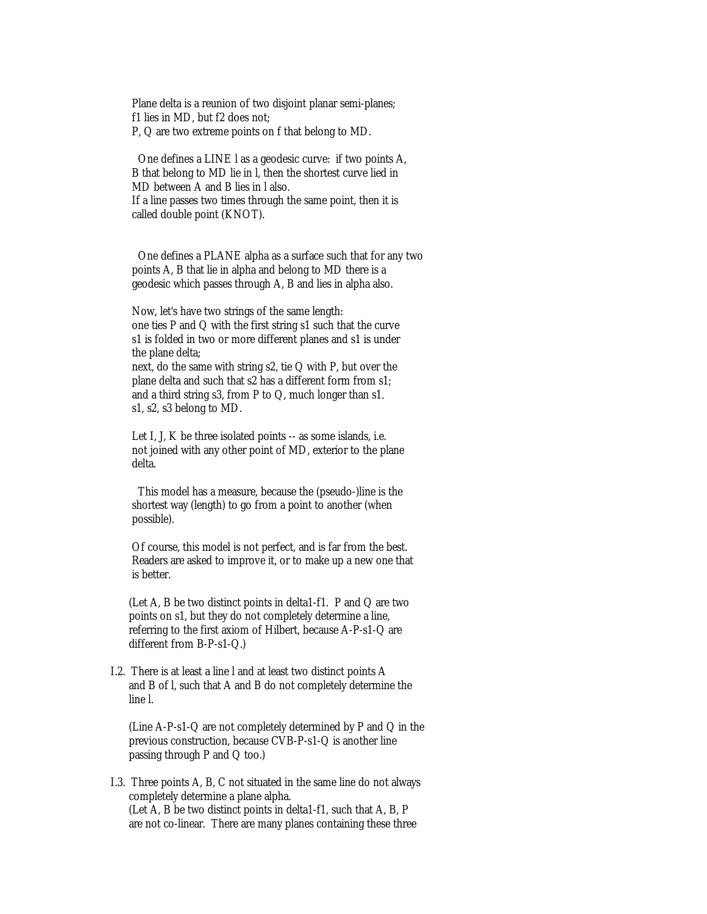Plane delta is a reunion of two disjoint planar semi-planes;
f1 lies in MD, but f2 does not;
P, Q are two extreme points on f that belong to MD.

One defines a LINE l as a geodesic curve: if two points A, B that belong to MD lie in l, then the shortest curve lied in MD between A and B lies in l also.
If a line passes two times through the same point, then it is called double point (KNOT).

One defines a PLANE alpha as a surface such that for any two points A, B that lie in alpha and belong to MD there is a geodesic which passes through A, B and lies in alpha also.

Now, let's have two strings of the same length:
one ties P and Q with the first string s1 such that the curve s1 is folded in two or more different planes and s1 is under the plane delta;
next, do the same with string s2, tie Q with P, but over the plane delta and such that s2 has a different form from s1;
and a third string s3, from P to Q, much longer than s1.
s1, s2, s3 belong to MD.

Let I, J, K be three isolated points -- as some islands, i.e. not joined with any other point of MD, exterior to the plane delta.

This model has a measure, because the (pseudo-)line is the shortest way (length) to go from a point to another (when possible).

Of course, this model is not perfect, and is far from the best. Readers are asked to improve it, or to make up a new one that is better.

(Let A, B be two distinct points in delta1-f1. P and Q are two points on s1, but they do not completely determine a line, referring to the first axiom of Hilbert, because A-P-s1-Q are different from B-P-s1-Q.)

I.2. There is at least a line l and at least two distinct points A and B of l, such that A and B do not completely determine the line l.

(Line A-P-s1-Q are not completely determined by P and Q in the previous construction, because CVB-P-s1-Q is another line passing through P and Q too.)

I.3. Three points A, B, C not situated in the same line do not always completely determine a plane alpha.
(Let A, B be two distinct points in delta1-f1, such that A, B, P are not co-linear. There are many planes containing these three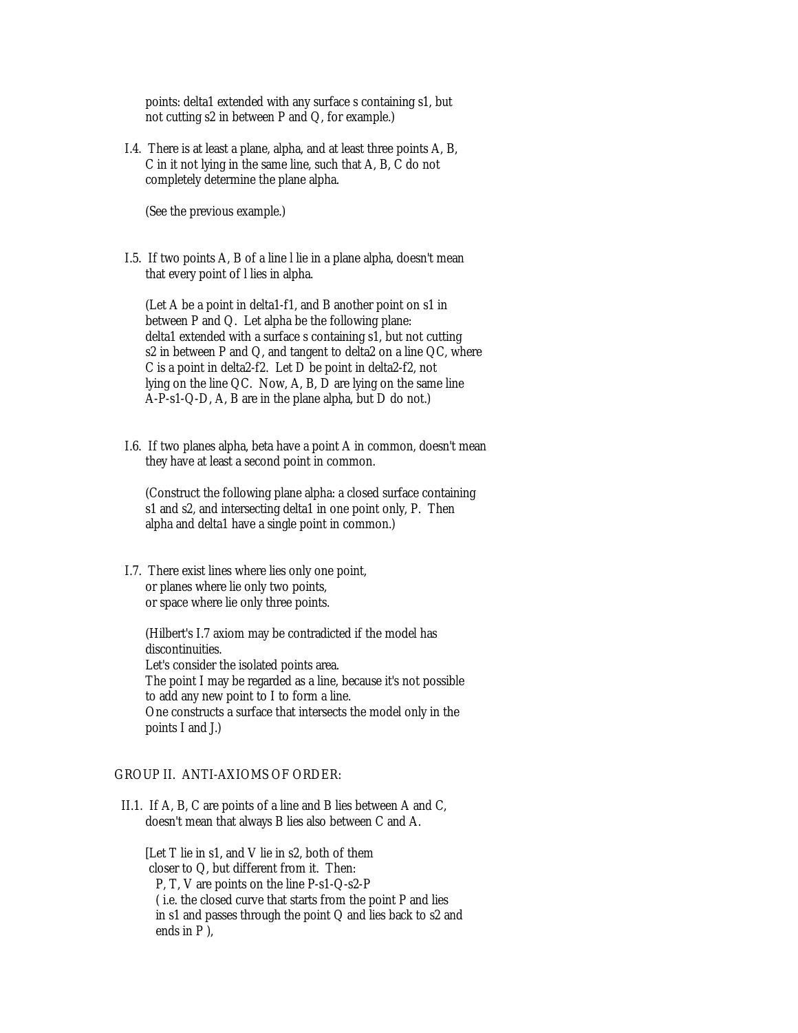points: delta1 extended with any surface s containing s1, but not cutting s2 in between P and Q, for example.)

I.4. There is at least a plane, alpha, and at least three points A, B, C in it not lying in the same line, such that A, B, C do not completely determine the plane alpha.

(See the previous example.)

I.5. If two points A, B of a line l lie in a plane alpha, doesn't mean that every point of l lies in alpha.

(Let A be a point in delta1-f1, and B another point on s1 in between P and Q. Let alpha be the following plane: delta1 extended with a surface s containing s1, but not cutting s2 in between P and Q, and tangent to delta2 on a line QC, where C is a point in delta2-f2. Let D be point in delta2-f2, not lying on the line QC. Now, A, B, D are lying on the same line A-P-s1-Q-D, A, B are in the plane alpha, but D do not.)

I.6. If two planes alpha, beta have a point A in common, doesn't mean they have at least a second point in common.

(Construct the following plane alpha: a closed surface containing s1 and s2, and intersecting delta1 in one point only, P. Then alpha and delta1 have a single point in common.)

I.7. There exist lines where lies only one point, or planes where lie only two points, or space where lie only three points.

(Hilbert's I.7 axiom may be contradicted if the model has discontinuities.
Let's consider the isolated points area.
The point I may be regarded as a line, because it's not possible to add any new point to I to form a line.
One constructs a surface that intersects the model only in the points I and J.)

## GROUP II. ANTI-AXIOMS OF ORDER:

II.1. If A, B, C are points of a line and B lies between A and C, doesn't mean that always B lies also between C and A.

[Let T lie in s1, and V lie in s2, both of them closer to Q, but different from it. Then:
P, T, V are points on the line P-s1-Q-s2-P
( i.e. the closed curve that starts from the point P and lies in s1 and passes through the point Q and lies back to s2 and ends in P ),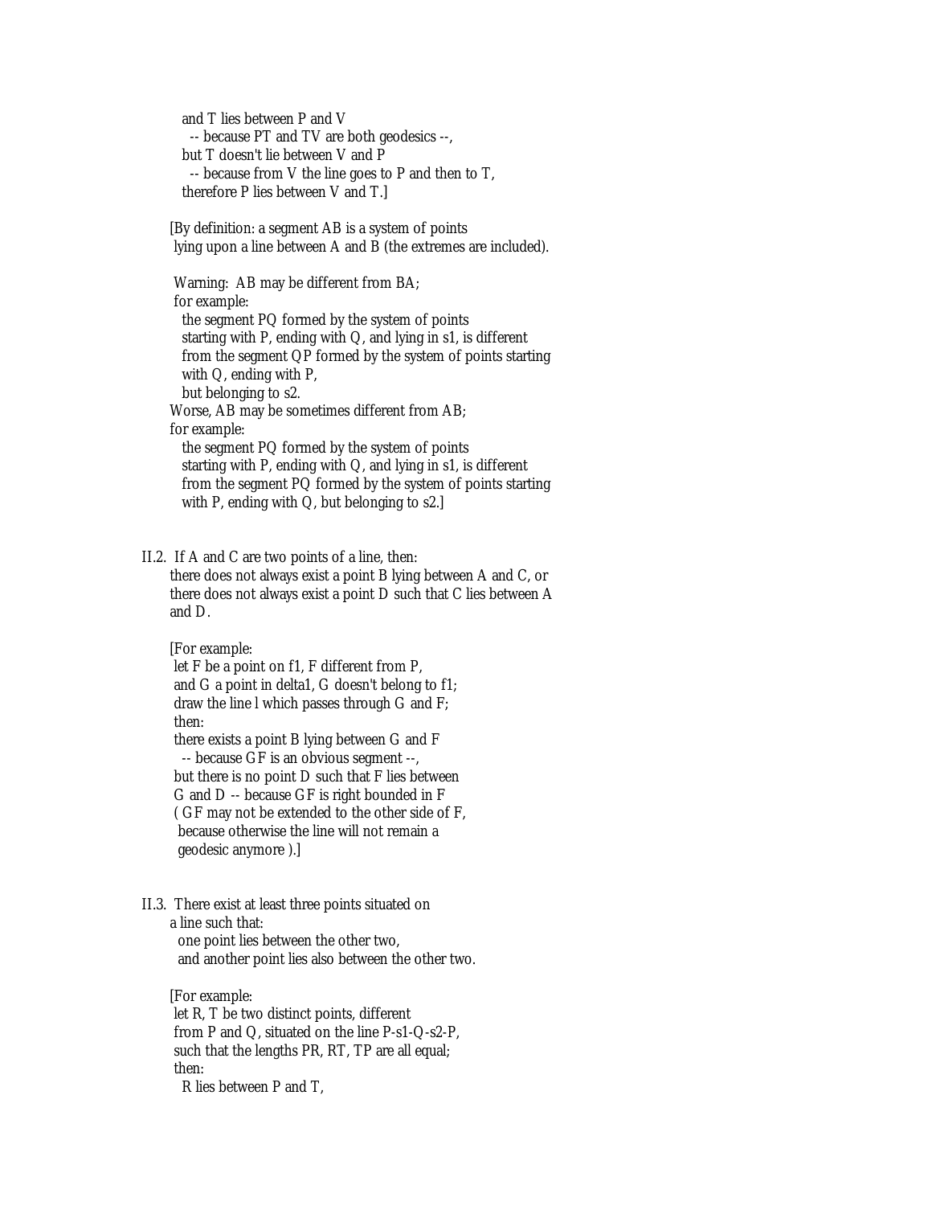and T lies between P and V
  -- because PT and TV are both geodesics --,
but T doesn't lie between V and P
  -- because from V the line goes to P and then to T,
therefore P lies between V and T.]

[By definition: a segment AB is a system of points
lying upon a line between A and B (the extremes are included).

Warning: AB may be different from BA;
for example:
  the segment PQ formed by the system of points
  starting with P, ending with Q, and lying in s1, is different
  from the segment QP formed by the system of points starting
  with Q, ending with P,
  but belonging to s2.
Worse, AB may be sometimes different from AB;
for example:
  the segment PQ formed by the system of points
  starting with P, ending with Q, and lying in s1, is different
  from the segment PQ formed by the system of points starting
  with P, ending with Q, but belonging to s2.]

II.2. If A and C are two points of a line, then:
there does not always exist a point B lying between A and C, or
there does not always exist a point D such that C lies between A
and D.

[For example:
let F be a point on f1, F different from P,
and G a point in delta1, G doesn't belong to f1;
draw the line l which passes through G and F;
then:
there exists a point B lying between G and F
  -- because GF is an obvious segment --,
but there is no point D such that F lies between
G and D -- because GF is right bounded in F
( GF may not be extended to the other side of F,
 because otherwise the line will not remain a
 geodesic anymore ).]

II.3. There exist at least three points situated on
a line such that:
  one point lies between the other two,
  and another point lies also between the other two.

[For example:
let R, T be two distinct points, different
from P and Q, situated on the line P-s1-Q-s2-P,
such that the lengths PR, RT, TP are all equal;
then:
  R lies between P and T,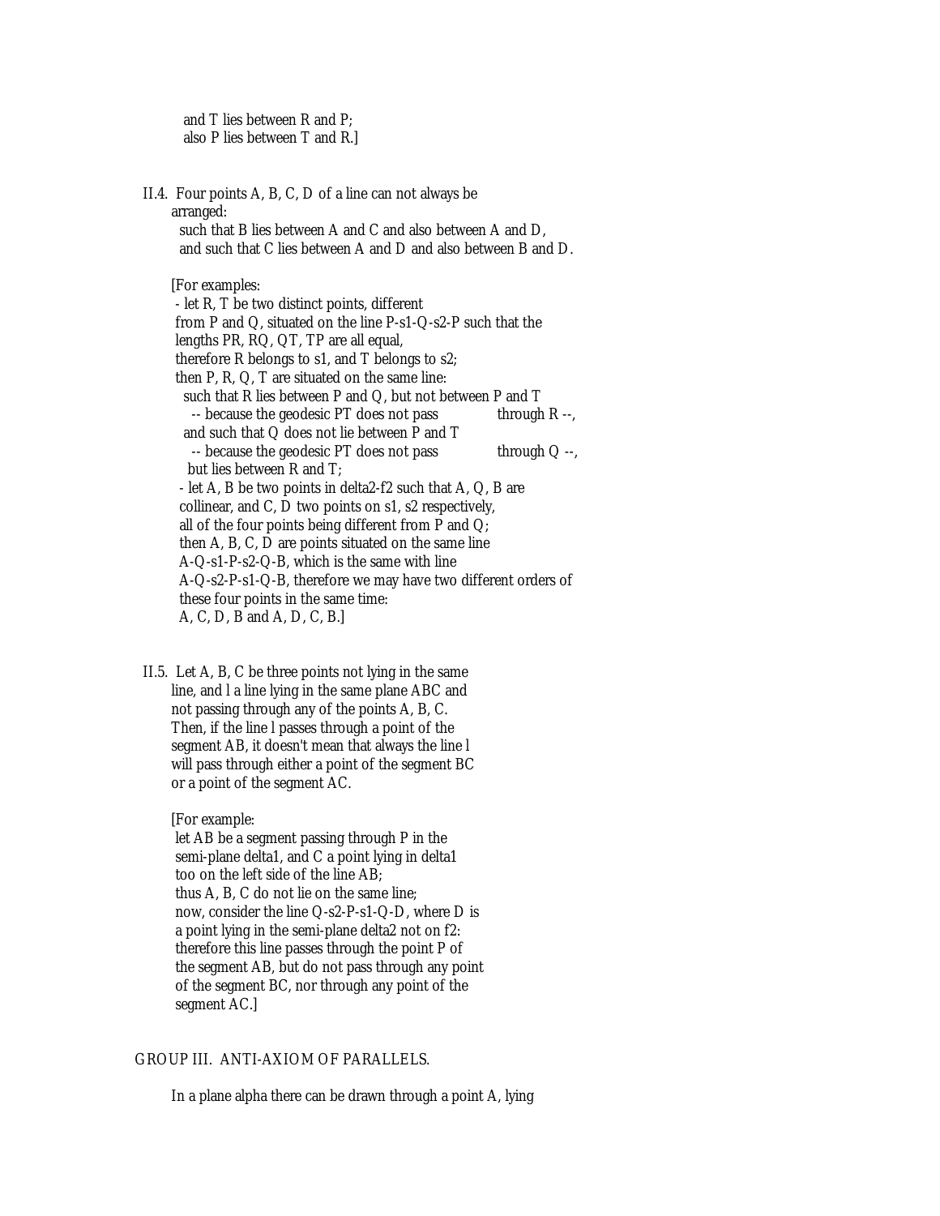and T lies between R and P;
also P lies between T and R.]

II.4. Four points A, B, C, D of a line can not always be arranged:
such that B lies between A and C and also between A and D,
and such that C lies between A and D and also between B and D.

[For examples:
- let R, T be two distinct points, different from P and Q, situated on the line P-s1-Q-s2-P such that the lengths PR, RQ, QT, TP are all equal,
therefore R belongs to s1, and T belongs to s2;
then P, R, Q, T are situated on the same line:
such that R lies between P and Q, but not between P and T
-- because the geodesic PT does not pass through R --,
and such that Q does not lie between P and T
-- because the geodesic PT does not pass through Q --,
but lies between R and T;
- let A, B be two points in delta2-f2 such that A, Q, B are collinear, and C, D two points on s1, s2 respectively,
all of the four points being different from P and Q;
then A, B, C, D are points situated on the same line A-Q-s1-P-s2-Q-B, which is the same with line A-Q-s2-P-s1-Q-B, therefore we may have two different orders of these four points in the same time:
A, C, D, B and A, D, C, B.]

II.5. Let A, B, C be three points not lying in the same line, and l a line lying in the same plane ABC and not passing through any of the points A, B, C.
Then, if the line l passes through a point of the segment AB, it doesn't mean that always the line l will pass through either a point of the segment BC or a point of the segment AC.

[For example:
let AB be a segment passing through P in the semi-plane delta1, and C a point lying in delta1 too on the left side of the line AB;
thus A, B, C do not lie on the same line;
now, consider the line Q-s2-P-s1-Q-D, where D is a point lying in the semi-plane delta2 not on f2:
therefore this line passes through the point P of the segment AB, but do not pass through any point of the segment BC, nor through any point of the segment AC.]

## GROUP III. ANTI-AXIOM OF PARALLELS.

In a plane alpha there can be drawn through a point A, lying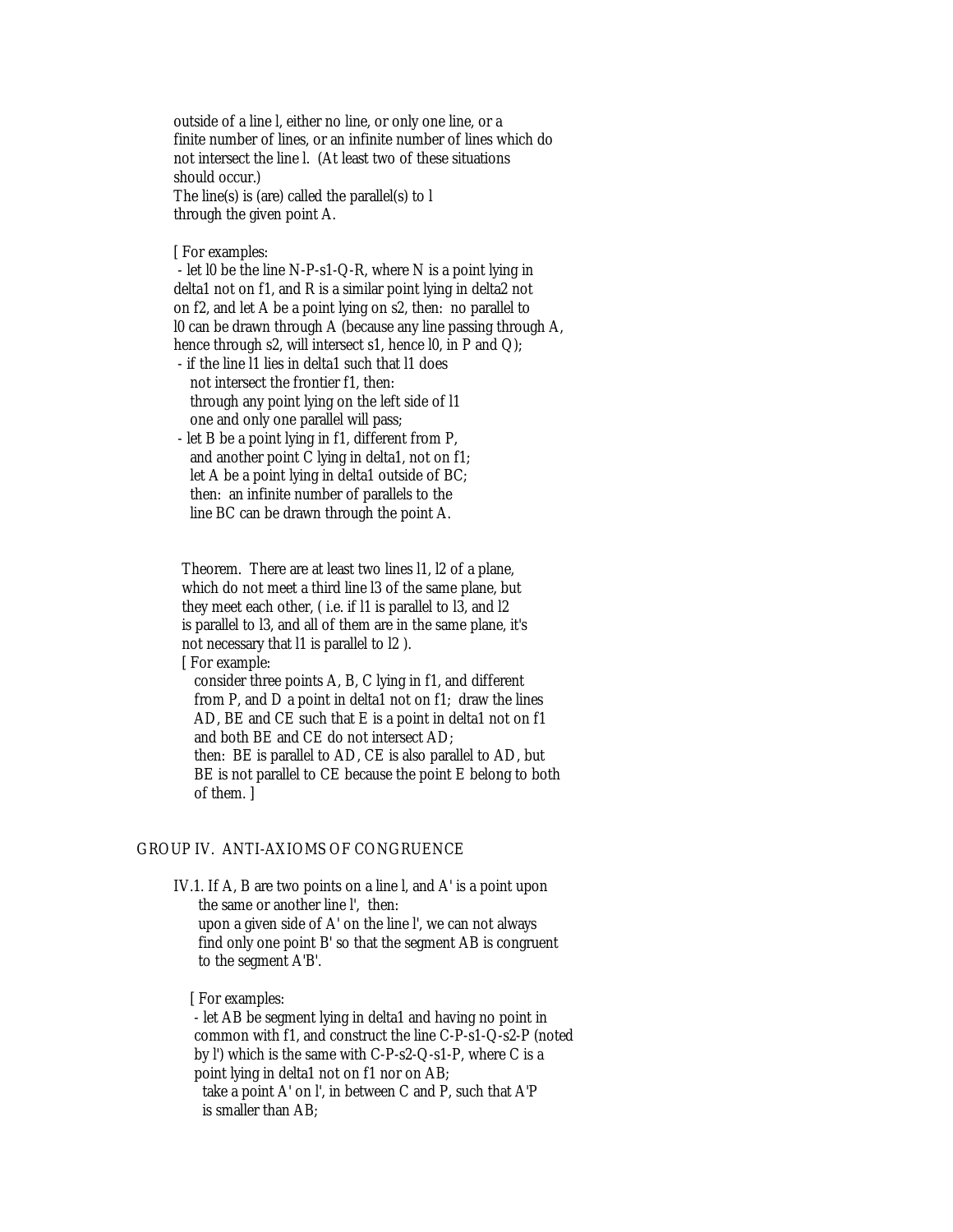outside of a line l, either no line, or only one line, or a finite number of lines, or an infinite number of lines which do not intersect the line l. (At least two of these situations should occur.)
The line(s) is (are) called the parallel(s) to l through the given point A.

[ For examples:
- let l0 be the line N-P-s1-Q-R, where N is a point lying in delta1 not on f1, and R is a similar point lying in delta2 not on f2, and let A be a point lying on s2, then: no parallel to l0 can be drawn through A (because any line passing through A, hence through s2, will intersect s1, hence l0, in P and Q);
- if the line l1 lies in delta1 such that l1 does not intersect the frontier f1, then: through any point lying on the left side of l1 one and only one parallel will pass;
- let B be a point lying in f1, different from P, and another point C lying in delta1, not on f1; let A be a point lying in delta1 outside of BC; then: an infinite number of parallels to the line BC can be drawn through the point A.

Theorem. There are at least two lines l1, l2 of a plane, which do not meet a third line l3 of the same plane, but they meet each other, ( i.e. if l1 is parallel to l3, and l2 is parallel to l3, and all of them are in the same plane, it's not necessary that l1 is parallel to l2 ).
[ For example:
consider three points A, B, C lying in f1, and different from P, and D a point in delta1 not on f1; draw the lines AD, BE and CE such that E is a point in delta1 not on f1 and both BE and CE do not intersect AD;
then: BE is parallel to AD, CE is also parallel to AD, but BE is not parallel to CE because the point E belong to both of them. ]

## GROUP IV. ANTI-AXIOMS OF CONGRUENCE

IV.1. If A, B are two points on a line l, and A' is a point upon the same or another line l', then:
upon a given side of A' on the line l', we can not always find only one point B' so that the segment AB is congruent to the segment A'B'.

[ For examples:
- let AB be segment lying in delta1 and having no point in common with f1, and construct the line C-P-s1-Q-s2-P (noted by l') which is the same with C-P-s2-Q-s1-P, where C is a point lying in delta1 not on f1 nor on AB;
take a point A' on l', in between C and P, such that A'P is smaller than AB;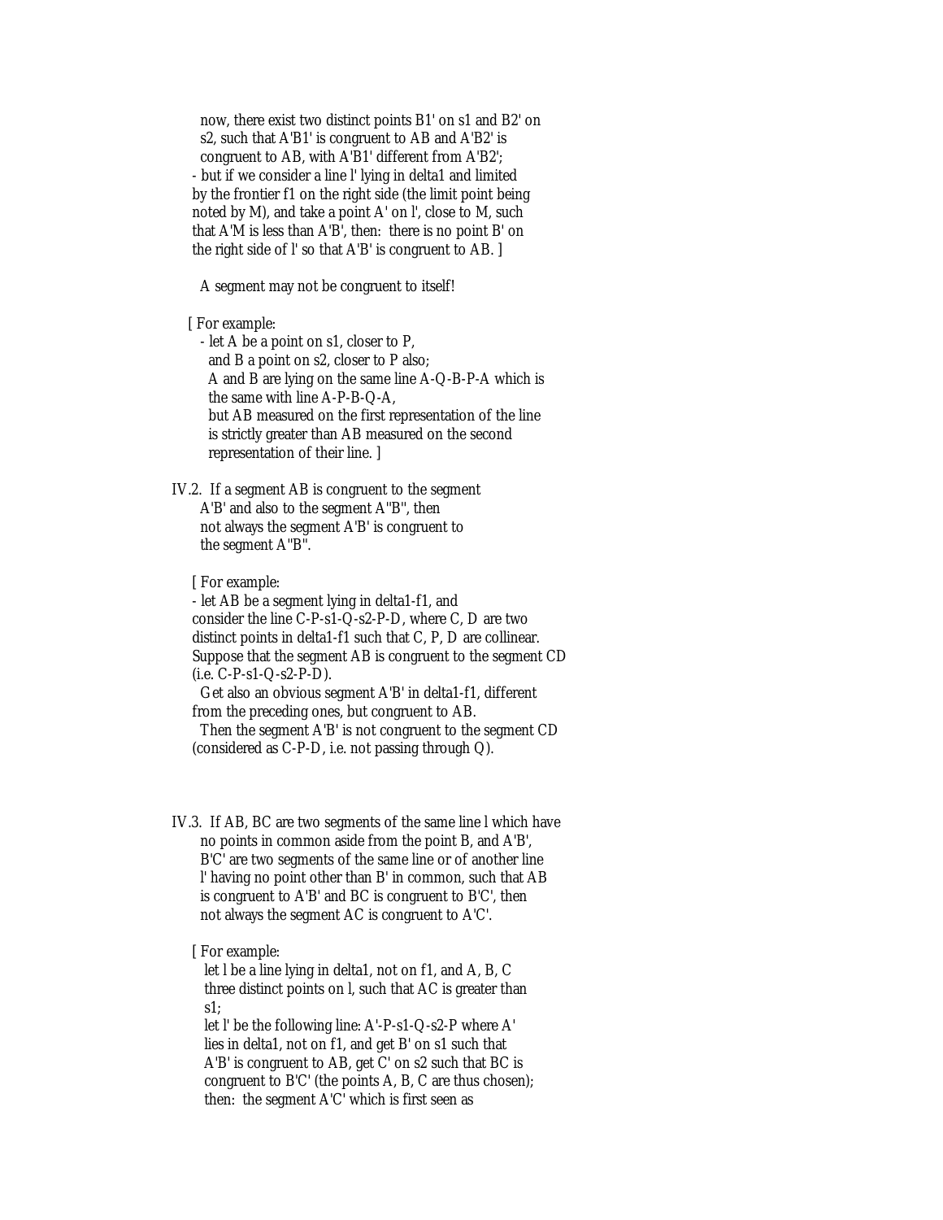now, there exist two distinct points B1' on s1 and B2' on s2, such that A'B1' is congruent to AB and A'B2' is congruent to AB, with A'B1' different from A'B2';
- but if we consider a line l' lying in delta1 and limited by the frontier f1 on the right side (the limit point being noted by M), and take a point A' on l', close to M, such that A'M is less than A'B', then: there is no point B' on the right side of l' so that A'B' is congruent to AB. ]

A segment may not be congruent to itself!

[ For example:
- let A be a point on s1, closer to P, and B a point on s2, closer to P also; A and B are lying on the same line A-Q-B-P-A which is the same with line A-P-B-Q-A, but AB measured on the first representation of the line is strictly greater than AB measured on the second representation of their line. ]

IV.2. If a segment AB is congruent to the segment A'B' and also to the segment A"B", then not always the segment A'B' is congruent to the segment A"B".

[ For example:
- let AB be a segment lying in delta1-f1, and consider the line C-P-s1-Q-s2-P-D, where C, D are two distinct points in delta1-f1 such that C, P, D are collinear. Suppose that the segment AB is congruent to the segment CD (i.e. C-P-s1-Q-s2-P-D).
Get also an obvious segment A'B' in delta1-f1, different from the preceding ones, but congruent to AB.
Then the segment A'B' is not congruent to the segment CD (considered as C-P-D, i.e. not passing through Q).

IV.3. If AB, BC are two segments of the same line l which have no points in common aside from the point B, and A'B', B'C' are two segments of the same line or of another line l' having no point other than B' in common, such that AB is congruent to A'B' and BC is congruent to B'C', then not always the segment AC is congruent to A'C'.

[ For example:
let l be a line lying in delta1, not on f1, and A, B, C three distinct points on l, such that AC is greater than s1;
let l' be the following line: A'-P-s1-Q-s2-P where A' lies in delta1, not on f1, and get B' on s1 such that A'B' is congruent to AB, get C' on s2 such that BC is congruent to B'C' (the points A, B, C are thus chosen);
then: the segment A'C' which is first seen as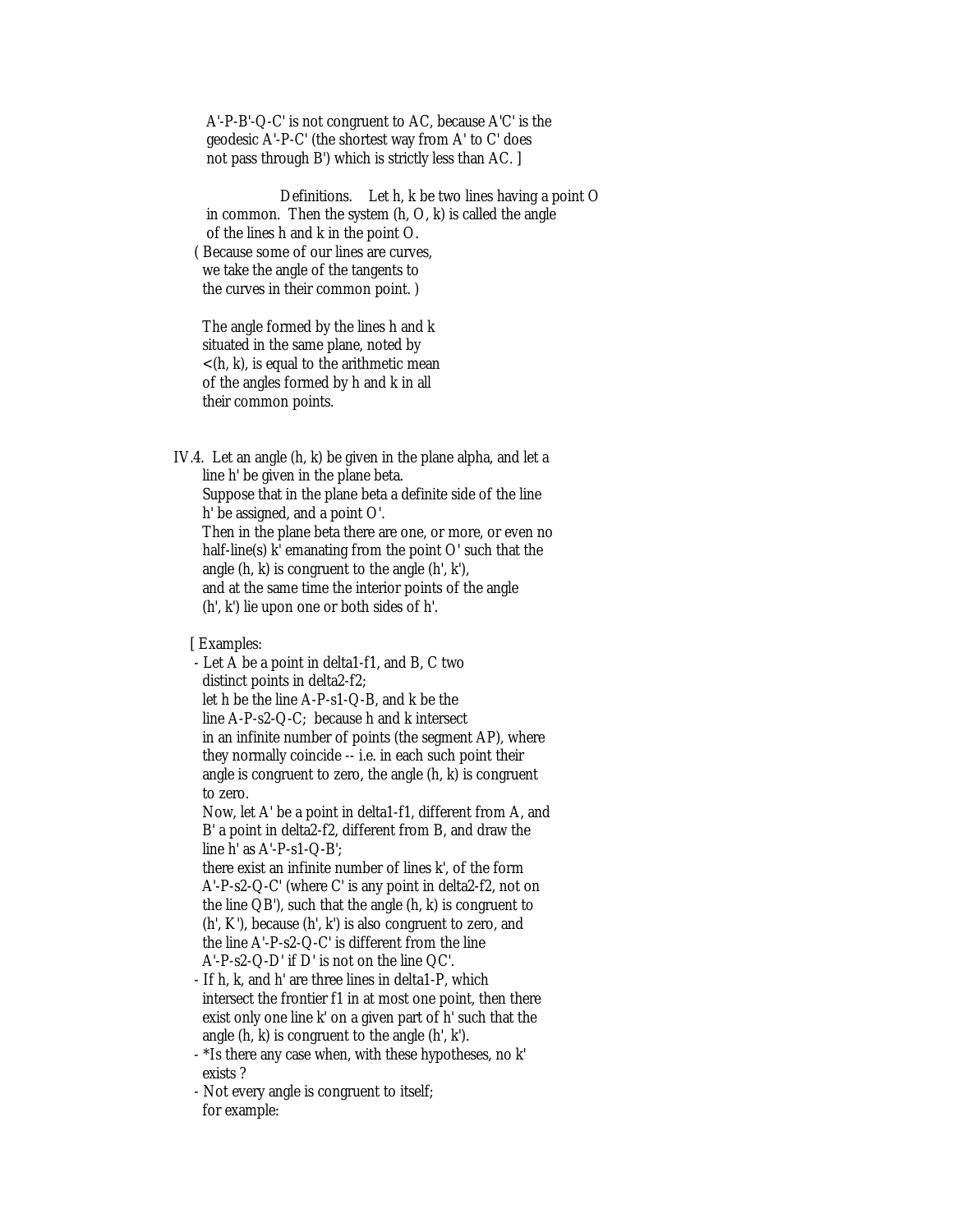A'-P-B'-Q-C' is not congruent to AC, because A'C' is the geodesic A'-P-C' (the shortest way from A' to C' does not pass through B') which is strictly less than AC. ]

Definitions. Let h, k be two lines having a point O in common. Then the system (h, O, k) is called the angle of the lines h and k in the point O.
( Because some of our lines are curves, we take the angle of the tangents to the curves in their common point. )

The angle formed by the lines h and k situated in the same plane, noted by <(h, k), is equal to the arithmetic mean of the angles formed by h and k in all their common points.

IV.4. Let an angle (h, k) be given in the plane alpha, and let a line h' be given in the plane beta.
Suppose that in the plane beta a definite side of the line h' be assigned, and a point O'.
Then in the plane beta there are one, or more, or even no half-line(s) k' emanating from the point O' such that the angle (h, k) is congruent to the angle (h', k'), and at the same time the interior points of the angle (h', k') lie upon one or both sides of h'.

[ Examples:

- Let A be a point in delta1-f1, and B, C two distinct points in delta2-f2;
  let h be the line A-P-s1-Q-B, and k be the line A-P-s2-Q-C; because h and k intersect in an infinite number of points (the segment AP), where they normally coincide -- i.e. in each such point their angle is congruent to zero, the angle (h, k) is congruent to zero.
  Now, let A' be a point in delta1-f1, different from A, and B' a point in delta2-f2, different from B, and draw the line h' as A'-P-s1-Q-B';
  there exist an infinite number of lines k', of the form A'-P-s2-Q-C' (where C' is any point in delta2-f2, not on the line QB'), such that the angle (h, k) is congruent to (h', K'), because (h', k') is also congruent to zero, and the line A'-P-s2-Q-C' is different from the line A'-P-s2-Q-D' if D' is not on the line QC'.
- If h, k, and h' are three lines in delta1-P, which intersect the frontier f1 in at most one point, then there exist only one line k' on a given part of h' such that the angle (h, k) is congruent to the angle (h', k').
- *Is there any case when, with these hypotheses, no k' exists ?
- Not every angle is congruent to itself;
  for example: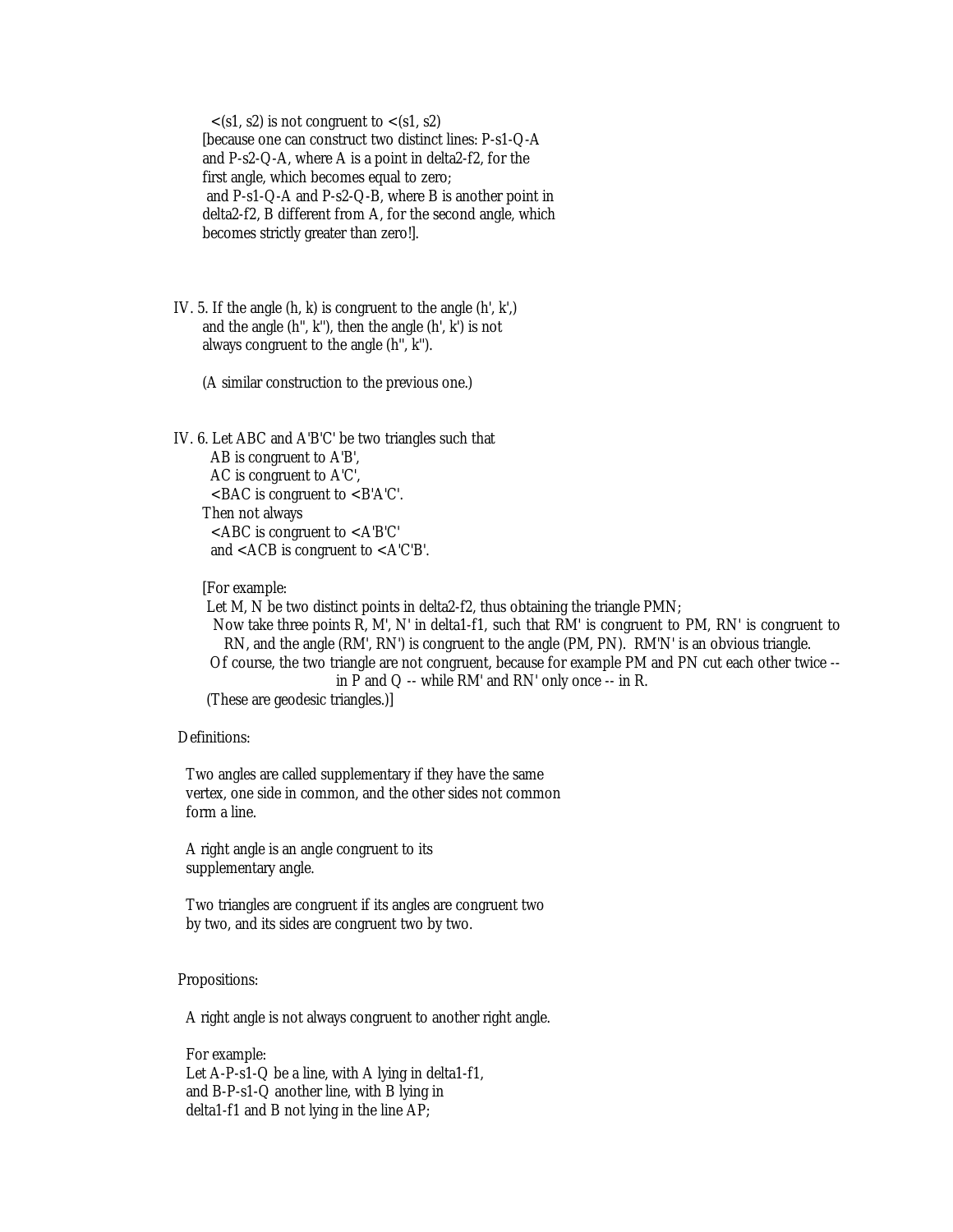<(s1, s2) is not congruent to <(s1, s2)
[because one can construct two distinct lines: P-s1-Q-A and P-s2-Q-A, where A is a point in delta2-f2, for the first angle, which becomes equal to zero;
and P-s1-Q-A and P-s2-Q-B, where B is another point in delta2-f2, B different from A, for the second angle, which becomes strictly greater than zero!].

IV. 5. If the angle (h, k) is congruent to the angle (h', k',) and the angle (h'', k''), then the angle (h', k') is not always congruent to the angle (h'', k'').

(A similar construction to the previous one.)

IV. 6. Let ABC and A'B'C' be two triangles such that
AB is congruent to A'B',
AC is congruent to A'C',
<BAC is congruent to <B'A'C'.
Then not always
<ABC is congruent to <A'B'C'
and <ACB is congruent to <A'C'B'.

[For example:
Let M, N be two distinct points in delta2-f2, thus obtaining the triangle PMN;
Now take three points R, M', N' in delta1-f1, such that RM' is congruent to PM, RN' is congruent to RN, and the angle (RM', RN') is congruent to the angle (PM, PN). RM'N' is an obvious triangle.
Of course, the two triangle are not congruent, because for example PM and PN cut each other twice -- in P and Q -- while RM' and RN' only once -- in R.
(These are geodesic triangles.)]

Definitions:

Two angles are called supplementary if they have the same vertex, one side in common, and the other sides not common form a line.

A right angle is an angle congruent to its supplementary angle.

Two triangles are congruent if its angles are congruent two by two, and its sides are congruent two by two.

Propositions:

A right angle is not always congruent to another right angle.

For example:
Let A-P-s1-Q be a line, with A lying in delta1-f1, and B-P-s1-Q another line, with B lying in delta1-f1 and B not lying in the line AP;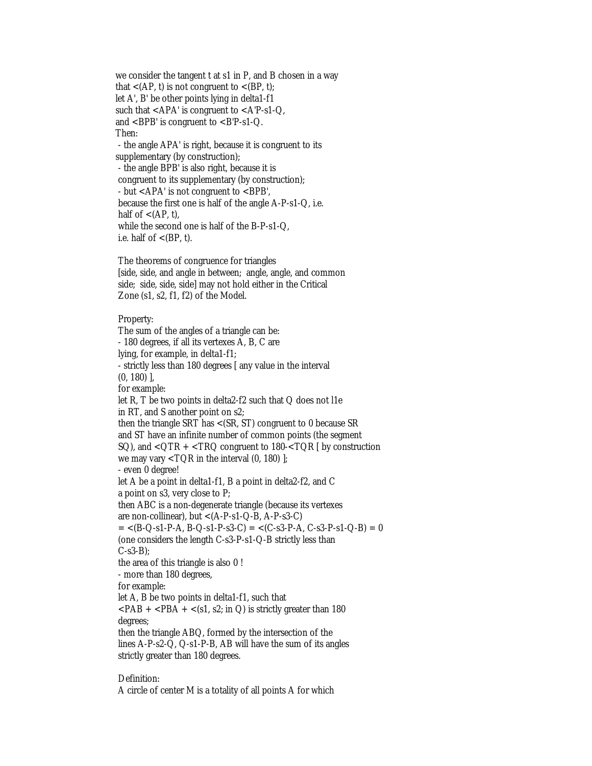we consider the tangent t at s1 in P, and B chosen in a way that <(AP, t) is not congruent to <(BP, t);
let A', B' be other points lying in delta1-f1
such that <APA' is congruent to <A'P-s1-Q,
and <BPB' is congruent to <B'P-s1-Q.
Then:
- the angle APA' is right, because it is congruent to its supplementary (by construction);
- the angle BPB' is also right, because it is congruent to its supplementary (by construction);
- but <APA' is not congruent to <BPB', because the first one is half of the angle A-P-s1-Q, i.e. half of <(AP, t), while the second one is half of the B-P-s1-Q, i.e. half of <(BP, t).

The theorems of congruence for triangles [side, side, and angle in between; angle, angle, and common side; side, side, side] may not hold either in the Critical Zone (s1, s2, f1, f2) of the Model.

Property:
The sum of the angles of a triangle can be:
- 180 degrees, if all its vertexes A, B, C are lying, for example, in delta1-f1;
- strictly less than 180 degrees [ any value in the interval (0, 180) ],
for example:
let R, T be two points in delta2-f2 such that Q does not l1e in RT, and S another point on s2;
then the triangle SRT has <(SR, ST) congruent to 0 because SR and ST have an infinite number of common points (the segment SQ), and <QTR + <TRQ congruent to 180-<TQR [ by construction we may vary <TQR in the interval (0, 180) ];
- even 0 degree!
let A be a point in delta1-f1, B a point in delta2-f2, and C a point on s3, very close to P;
then ABC is a non-degenerate triangle (because its vertexes are non-collinear), but <(A-P-s1-Q-B, A-P-s3-C) = <(B-Q-s1-P-A, B-Q-s1-P-s3-C) = <(C-s3-P-A, C-s3-P-s1-Q-B) = 0 (one considers the length C-s3-P-s1-Q-B strictly less than C-s3-B);
the area of this triangle is also 0 !
- more than 180 degrees,
for example:
let A, B be two points in delta1-f1, such that <PAB + <PBA + <(s1, s2; in Q) is strictly greater than 180 degrees;
then the triangle ABQ, formed by the intersection of the lines A-P-s2-Q, Q-s1-P-B, AB will have the sum of its angles strictly greater than 180 degrees.

Definition:
A circle of center M is a totality of all points A for which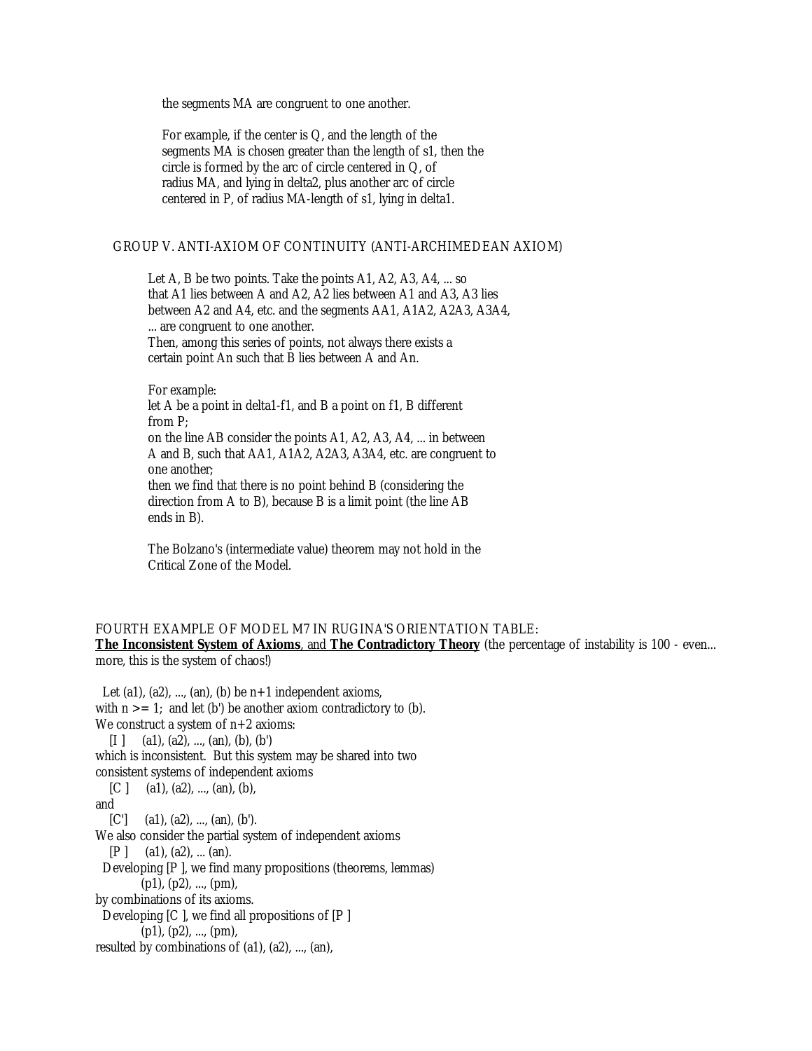the segments MA are congruent to one another.

For example, if the center is Q, and the length of the segments MA is chosen greater than the length of s1, then the circle is formed by the arc of circle centered in Q, of radius MA, and lying in delta2, plus another arc of circle centered in P, of radius MA-length of s1, lying in delta1.

GROUP V. ANTI-AXIOM OF CONTINUITY (ANTI-ARCHIMEDEAN AXIOM)

Let A, B be two points. Take the points A1, A2, A3, A4, ... so that A1 lies between A and A2, A2 lies between A1 and A3, A3 lies between A2 and A4, etc. and the segments AA1, A1A2, A2A3, A3A4, ... are congruent to one another.
Then, among this series of points, not always there exists a certain point An such that B lies between A and An.

For example:
let A be a point in delta1-f1, and B a point on f1, B different from P;
on the line AB consider the points A1, A2, A3, A4, ... in between A and B, such that AA1, A1A2, A2A3, A3A4, etc. are congruent to one another;
then we find that there is no point behind B (considering the direction from A to B), because B is a limit point (the line AB ends in B).

The Bolzano's (intermediate value) theorem may not hold in the Critical Zone of the Model.

FOURTH EXAMPLE OF MODEL M7 IN RUGINA'S ORIENTATION TABLE:
**The Inconsistent System of Axioms**, and **The Contradictory Theory** (the percentage of instability is 100 - even... more, this is the system of chaos!)

Let (a1), (a2), ..., (an), (b) be n+1 independent axioms, with n >= 1; and let (b') be another axiom contradictory to (b).
We construct a system of n+2 axioms:
[I ] (a1), (a2), ..., (an), (b), (b')
which is inconsistent. But this system may be shared into two consistent systems of independent axioms
[C ] (a1), (a2), ..., (an), (b),
and
[C'] (a1), (a2), ..., (an), (b').
We also consider the partial system of independent axioms
[P ] (a1), (a2), ... (an).
Developing [P ], we find many propositions (theorems, lemmas)
(p1), (p2), ..., (pm),
by combinations of its axioms.
Developing [C ], we find all propositions of [P ]
(p1), (p2), ..., (pm),
resulted by combinations of (a1), (a2), ..., (an),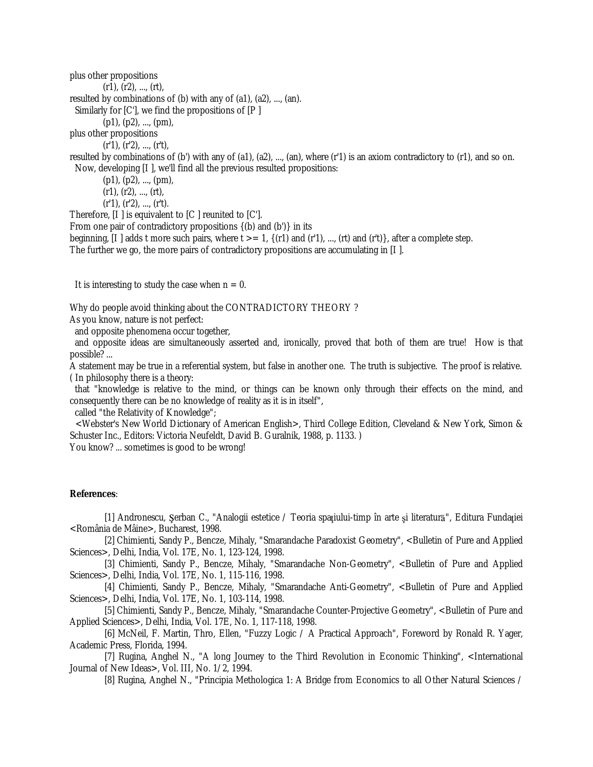plus other propositions

(r1), (r2), ..., (rt),

resulted by combinations of (b) with any of (a1), (a2), ..., (an).

Similarly for [C'], we find the propositions of [P ]

(p1), (p2), ..., (pm),

plus other propositions

(r'1), (r'2), ..., (r't),

resulted by combinations of (b') with any of (a1), (a2), ..., (an), where (r'1) is an axiom contradictory to (r1), and so on.

Now, developing [I ], we'll find all the previous resulted propositions:

(p1), (p2), ..., (pm),

(r1), (r2), ..., (rt),

(r'1), (r'2), ..., (r't).

Therefore, [I ] is equivalent to [C ] reunited to [C'].

From one pair of contradictory propositions {(b) and (b')} in its beginning, [I ] adds t more such pairs, where t >= 1, {(r1) and (r'1), ..., (rt) and (r't)}, after a complete step.

The further we go, the more pairs of contradictory propositions are accumulating in [I ].

It is interesting to study the case when n = 0.

Why do people avoid thinking about the CONTRADICTORY THEORY ?

As you know, nature is not perfect:

and opposite phenomena occur together,

and opposite ideas are simultaneously asserted and, ironically, proved that both of them are true! How is that possible? ...

A statement may be true in a referential system, but false in another one. The truth is subjective. The proof is relative.

( In philosophy there is a theory:

that "knowledge is relative to the mind, or things can be known only through their effects on the mind, and consequently there can be no knowledge of reality as it is in itself",

called "the Relativity of Knowledge";

<Webster's New World Dictionary of American English>, Third College Edition, Cleveland & New York, Simon & Schuster Inc., Editors: Victoria Neufeldt, David B. Guralnik, 1988, p. 1133. )

You know? ... sometimes is good to be wrong!

**References**:

[1] Andronescu, Şerban C., "Analogii estetice / Teoria spaţiului-timp în arte şi literatură", Editura Fundaţiei <România de Mâine>, Bucharest, 1998.

[2] Chimienti, Sandy P., Bencze, Mihaly, "Smarandache Paradoxist Geometry", <Bulletin of Pure and Applied Sciences>, Delhi, India, Vol. 17E, No. 1, 123-124, 1998.

[3] Chimienti, Sandy P., Bencze, Mihaly, "Smarandache Non-Geometry", <Bulletin of Pure and Applied Sciences>, Delhi, India, Vol. 17E, No. 1, 115-116, 1998.

[4] Chimienti, Sandy P., Bencze, Mihaly, "Smarandache Anti-Geometry", <Bulletin of Pure and Applied Sciences>, Delhi, India, Vol. 17E, No. 1, 103-114, 1998.

[5] Chimienti, Sandy P., Bencze, Mihaly, "Smarandache Counter-Projective Geometry", <Bulletin of Pure and Applied Sciences>, Delhi, India, Vol. 17E, No. 1, 117-118, 1998.

[6] McNeil, F. Martin, Thro, Ellen, "Fuzzy Logic / A Practical Approach", Foreword by Ronald R. Yager, Academic Press, Florida, 1994.

[7] Rugina, Anghel N., "A long Journey to the Third Revolution in Economic Thinking", <International Journal of New Ideas>, Vol. III, No. 1/2, 1994.

[8] Rugina, Anghel N., "Principia Methologica 1: A Bridge from Economics to all Other Natural Sciences /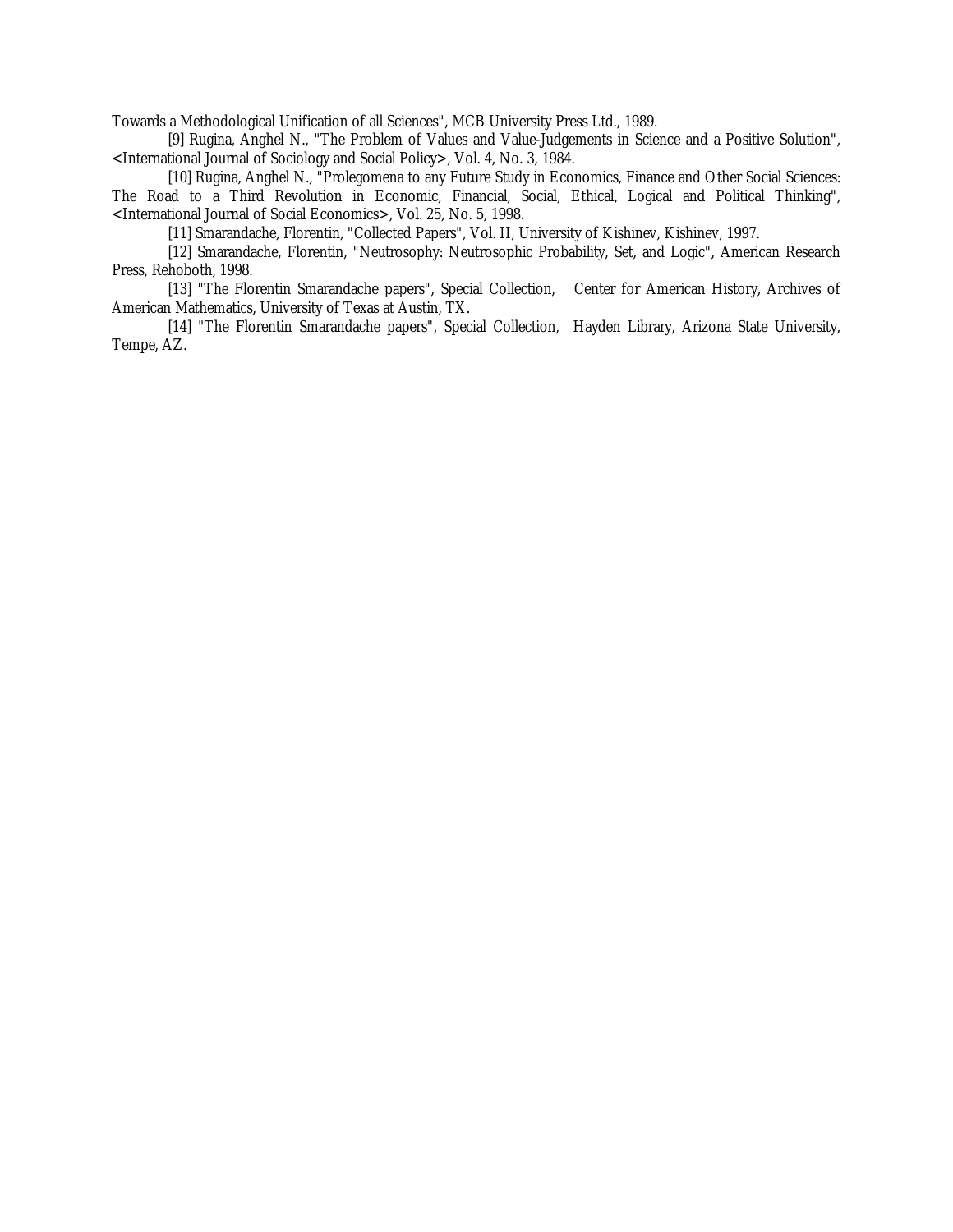Towards a Methodological Unification of all Sciences", MCB University Press Ltd., 1989.

[9] Rugina, Anghel N., "The Problem of Values and Value-Judgements in Science and a Positive Solution", <International Journal of Sociology and Social Policy>, Vol. 4, No. 3, 1984.

[10] Rugina, Anghel N., "Prolegomena to any Future Study in Economics, Finance and Other Social Sciences: The Road to a Third Revolution in Economic, Financial, Social, Ethical, Logical and Political Thinking", <International Journal of Social Economics>, Vol. 25, No. 5, 1998.

[11] Smarandache, Florentin, "Collected Papers", Vol. II, University of Kishinev, Kishinev, 1997.

[12] Smarandache, Florentin, "Neutrosophy: Neutrosophic Probability, Set, and Logic", American Research Press, Rehoboth, 1998.

[13] "The Florentin Smarandache papers", Special Collection, Center for American History, Archives of American Mathematics, University of Texas at Austin, TX.

[14] "The Florentin Smarandache papers", Special Collection, Hayden Library, Arizona State University, Tempe, AZ.